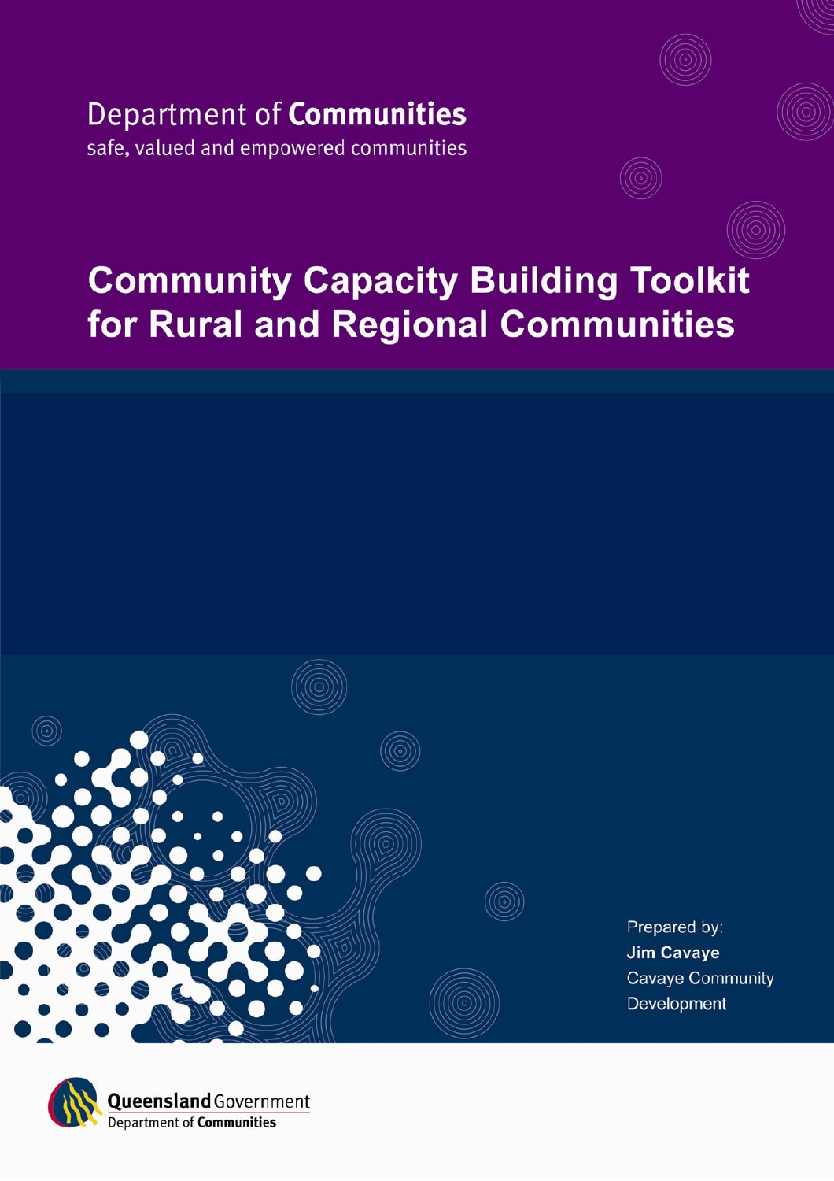Department of **Communities**

safe, valued and empowered communities

# Community Capacity Building Toolkit for Rural and Regional Communities

Prepared by:
**Jim Cavaye**
Cavaye Community Development

**Queensland** Government
Department of **Communities**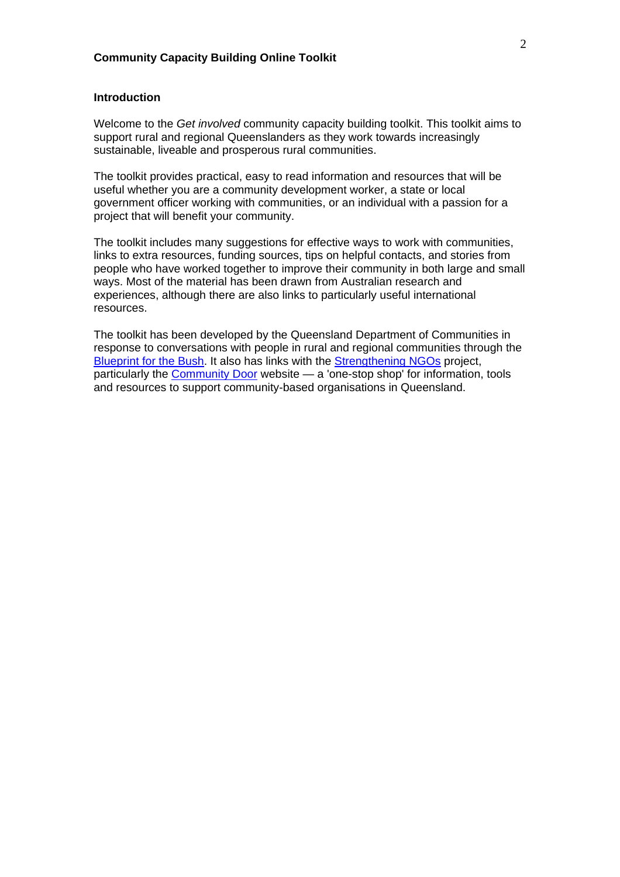**Community Capacity Building Online Toolkit**

## Introduction

Welcome to the *Get involved* community capacity building toolkit. This toolkit aims to support rural and regional Queenslanders as they work towards increasingly sustainable, liveable and prosperous rural communities.

The toolkit provides practical, easy to read information and resources that will be useful whether you are a community development worker, a state or local government officer working with communities, or an individual with a passion for a project that will benefit your community.

The toolkit includes many suggestions for effective ways to work with communities, links to extra resources, funding sources, tips on helpful contacts, and stories from people who have worked together to improve their community in both large and small ways. Most of the material has been drawn from Australian research and experiences, although there are also links to particularly useful international resources.

The toolkit has been developed by the Queensland Department of Communities in response to conversations with people in rural and regional communities through the Blueprint for the Bush. It also has links with the Strengthening NGOs project, particularly the Community Door website — a 'one-stop shop' for information, tools and resources to support community-based organisations in Queensland.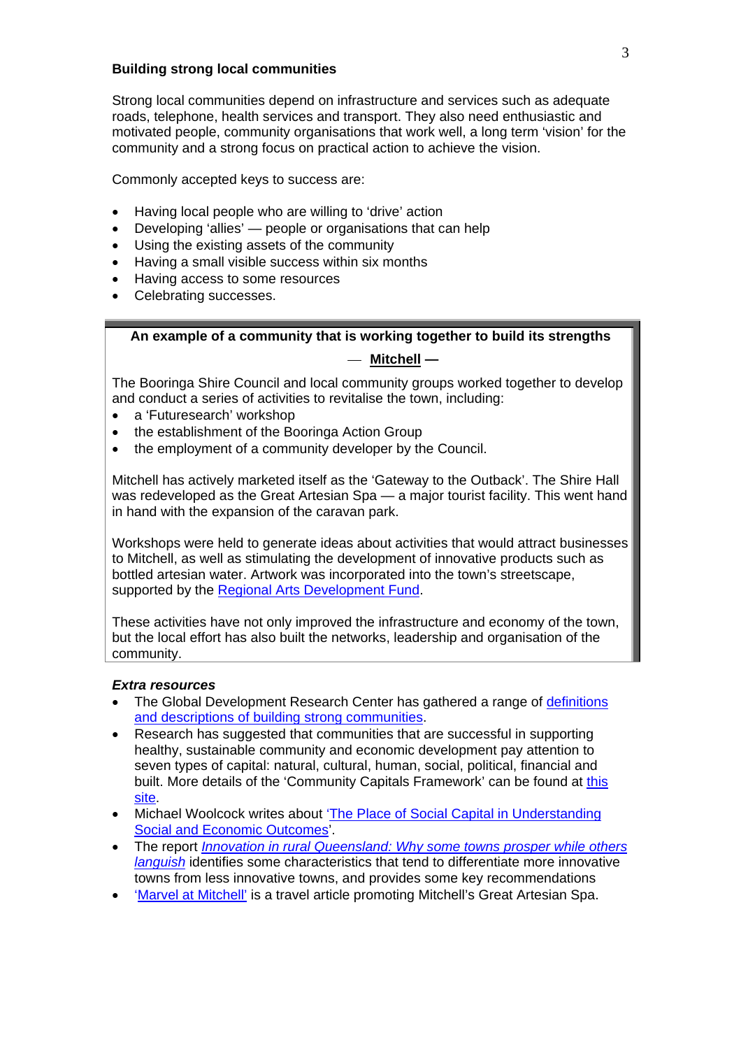### Building strong local communities

Strong local communities depend on infrastructure and services such as adequate roads, telephone, health services and transport. They also need enthusiastic and motivated people, community organisations that work well, a long term 'vision' for the community and a strong focus on practical action to achieve the vision.

Commonly accepted keys to success are:

- Having local people who are willing to 'drive' action
- Developing 'allies' — people or organisations that can help
- Using the existing assets of the community
- Having a small visible success within six months
- Having access to some resources
- Celebrating successes.

---

**An example of a community that is working together to build its strengths — Mitchell —**

The Booringa Shire Council and local community groups worked together to develop and conduct a series of activities to revitalise the town, including:

- a 'Futuresearch' workshop
- the establishment of the Booringa Action Group
- the employment of a community developer by the Council.

Mitchell has actively marketed itself as the 'Gateway to the Outback'. The Shire Hall was redeveloped as the Great Artesian Spa — a major tourist facility. This went hand in hand with the expansion of the caravan park.

Workshops were held to generate ideas about activities that would attract businesses to Mitchell, as well as stimulating the development of innovative products such as bottled artesian water. Artwork was incorporated into the town's streetscape, supported by the Regional Arts Development Fund.

These activities have not only improved the infrastructure and economy of the town, but the local effort has also built the networks, leadership and organisation of the community.

---

***Extra resources***

- The Global Development Research Center has gathered a range of definitions and descriptions of building strong communities.
- Research has suggested that communities that are successful in supporting healthy, sustainable community and economic development pay attention to seven types of capital: natural, cultural, human, social, political, financial and built. More details of the 'Community Capitals Framework' can be found at this site.
- Michael Woolcock writes about 'The Place of Social Capital in Understanding Social and Economic Outcomes'.
- The report *Innovation in rural Queensland: Why some towns prosper while others languish* identifies some characteristics that tend to differentiate more innovative towns from less innovative towns, and provides some key recommendations
- 'Marvel at Mitchell' is a travel article promoting Mitchell's Great Artesian Spa.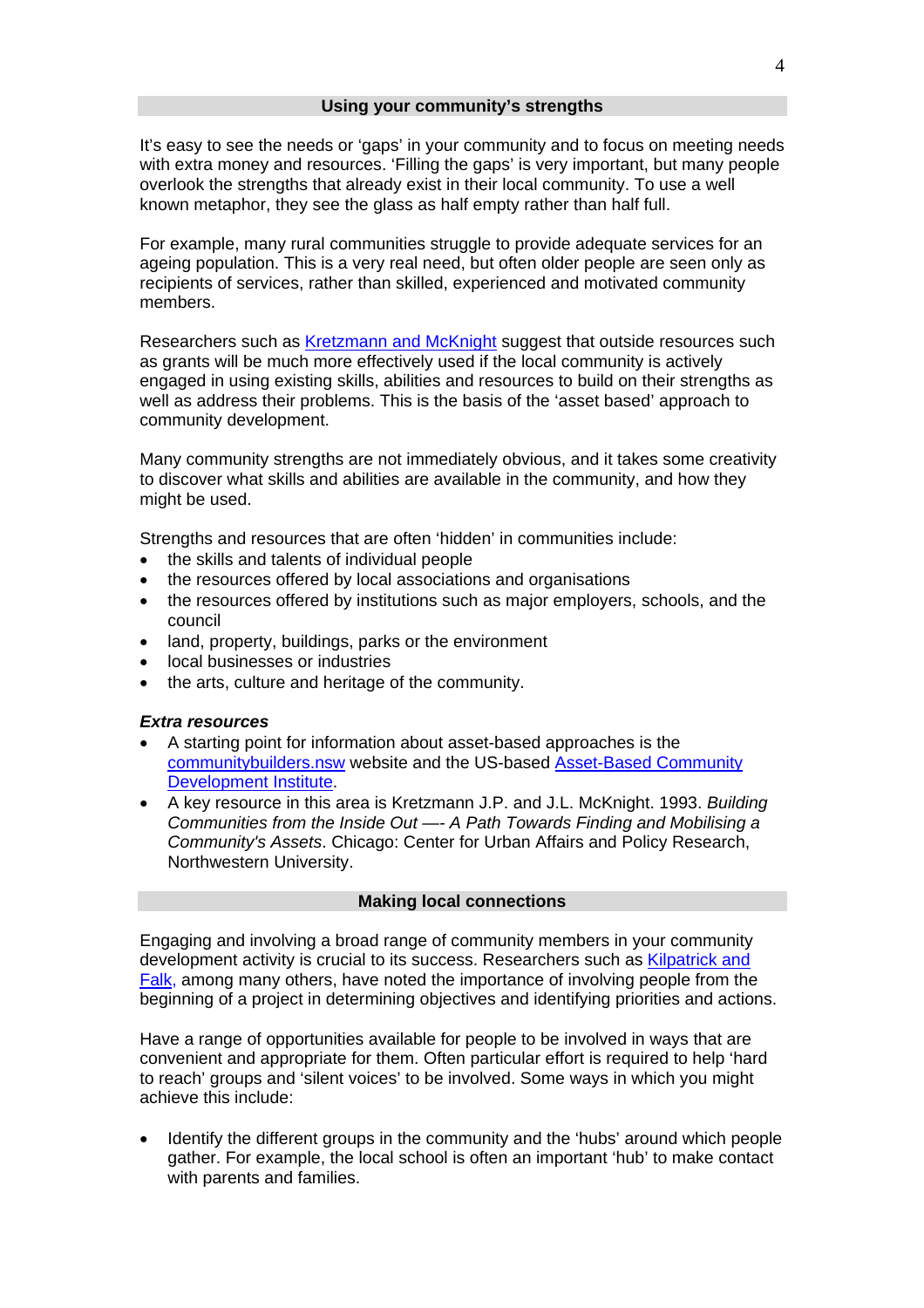## Using your community's strengths

It's easy to see the needs or 'gaps' in your community and to focus on meeting needs with extra money and resources. 'Filling the gaps' is very important, but many people overlook the strengths that already exist in their local community. To use a well known metaphor, they see the glass as half empty rather than half full.

For example, many rural communities struggle to provide adequate services for an ageing population. This is a very real need, but often older people are seen only as recipients of services, rather than skilled, experienced and motivated community members.

Researchers such as Kretzmann and McKnight suggest that outside resources such as grants will be much more effectively used if the local community is actively engaged in using existing skills, abilities and resources to build on their strengths as well as address their problems. This is the basis of the 'asset based' approach to community development.

Many community strengths are not immediately obvious, and it takes some creativity to discover what skills and abilities are available in the community, and how they might be used.

Strengths and resources that are often 'hidden' in communities include:

- the skills and talents of individual people
- the resources offered by local associations and organisations
- the resources offered by institutions such as major employers, schools, and the council
- land, property, buildings, parks or the environment
- local businesses or industries
- the arts, culture and heritage of the community.

***Extra resources***

- A starting point for information about asset-based approaches is the communitybuilders.nsw website and the US-based Asset-Based Community Development Institute.
- A key resource in this area is Kretzmann J.P. and J.L. McKnight. 1993. *Building Communities from the Inside Out —- A Path Towards Finding and Mobilising a Community's Assets*. Chicago: Center for Urban Affairs and Policy Research, Northwestern University.

## Making local connections

Engaging and involving a broad range of community members in your community development activity is crucial to its success. Researchers such as Kilpatrick and Falk, among many others, have noted the importance of involving people from the beginning of a project in determining objectives and identifying priorities and actions.

Have a range of opportunities available for people to be involved in ways that are convenient and appropriate for them. Often particular effort is required to help 'hard to reach' groups and 'silent voices' to be involved. Some ways in which you might achieve this include:

- Identify the different groups in the community and the 'hubs' around which people gather. For example, the local school is often an important 'hub' to make contact with parents and families.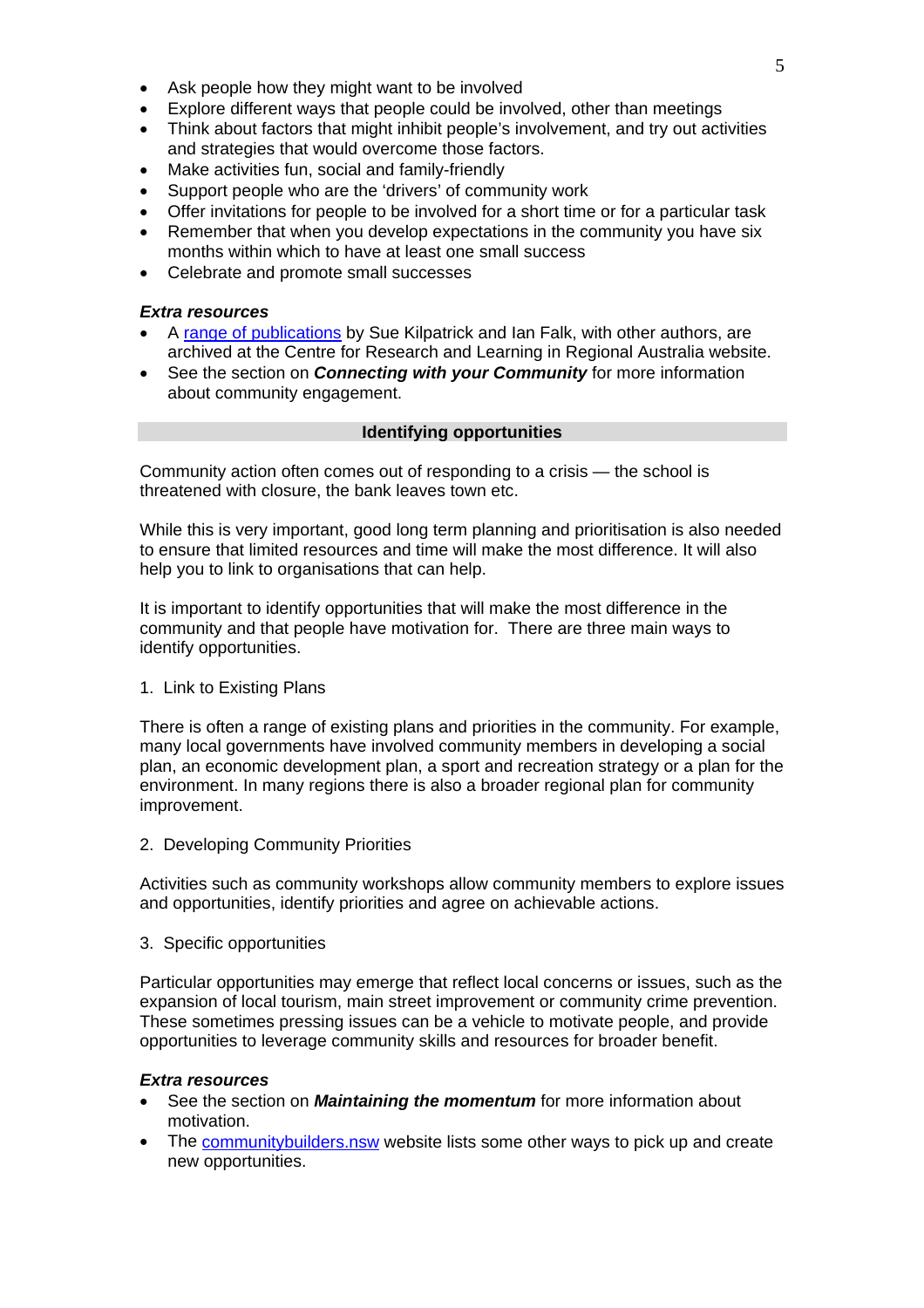- Ask people how they might want to be involved
- Explore different ways that people could be involved, other than meetings
- Think about factors that might inhibit people's involvement, and try out activities and strategies that would overcome those factors.
- Make activities fun, social and family-friendly
- Support people who are the 'drivers' of community work
- Offer invitations for people to be involved for a short time or for a particular task
- Remember that when you develop expectations in the community you have six months within which to have at least one small success
- Celebrate and promote small successes

***Extra resources***

- A range of publications by Sue Kilpatrick and Ian Falk, with other authors, are archived at the Centre for Research and Learning in Regional Australia website.
- See the section on ***Connecting with your Community*** for more information about community engagement.

## Identifying opportunities

Community action often comes out of responding to a crisis — the school is threatened with closure, the bank leaves town etc.

While this is very important, good long term planning and prioritisation is also needed to ensure that limited resources and time will make the most difference. It will also help you to link to organisations that can help.

It is important to identify opportunities that will make the most difference in the community and that people have motivation for. There are three main ways to identify opportunities.

1. Link to Existing Plans

There is often a range of existing plans and priorities in the community. For example, many local governments have involved community members in developing a social plan, an economic development plan, a sport and recreation strategy or a plan for the environment. In many regions there is also a broader regional plan for community improvement.

2. Developing Community Priorities

Activities such as community workshops allow community members to explore issues and opportunities, identify priorities and agree on achievable actions.

3. Specific opportunities

Particular opportunities may emerge that reflect local concerns or issues, such as the expansion of local tourism, main street improvement or community crime prevention. These sometimes pressing issues can be a vehicle to motivate people, and provide opportunities to leverage community skills and resources for broader benefit.

***Extra resources***

- See the section on ***Maintaining the momentum*** for more information about motivation.
- The communitybuilders.nsw website lists some other ways to pick up and create new opportunities.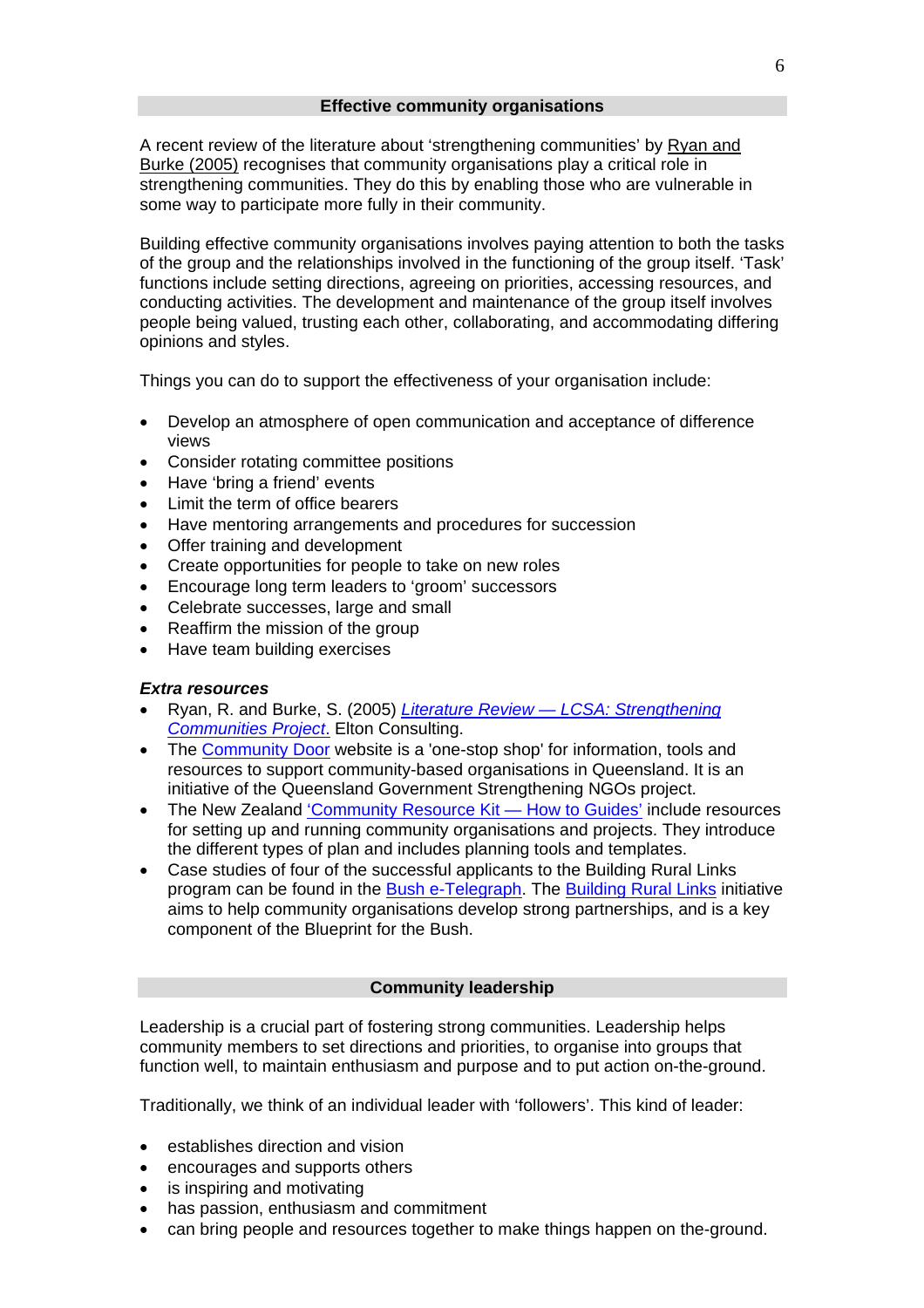## Effective community organisations

A recent review of the literature about ‘strengthening communities’ by Ryan and Burke (2005) recognises that community organisations play a critical role in strengthening communities. They do this by enabling those who are vulnerable in some way to participate more fully in their community.

Building effective community organisations involves paying attention to both the tasks of the group and the relationships involved in the functioning of the group itself. ‘Task’ functions include setting directions, agreeing on priorities, accessing resources, and conducting activities. The development and maintenance of the group itself involves people being valued, trusting each other, collaborating, and accommodating differing opinions and styles.

Things you can do to support the effectiveness of your organisation include:

- Develop an atmosphere of open communication and acceptance of difference views
- Consider rotating committee positions
- Have ‘bring a friend’ events
- Limit the term of office bearers
- Have mentoring arrangements and procedures for succession
- Offer training and development
- Create opportunities for people to take on new roles
- Encourage long term leaders to ‘groom’ successors
- Celebrate successes, large and small
- Reaffirm the mission of the group
- Have team building exercises

***Extra resources***

- Ryan, R. and Burke, S. (2005) *Literature Review — LCSA: Strengthening Communities Project*. Elton Consulting.
- The Community Door website is a 'one-stop shop' for information, tools and resources to support community-based organisations in Queensland. It is an initiative of the Queensland Government Strengthening NGOs project.
- The New Zealand ‘Community Resource Kit — How to Guides’ include resources for setting up and running community organisations and projects. They introduce the different types of plan and includes planning tools and templates.
- Case studies of four of the successful applicants to the Building Rural Links program can be found in the Bush e-Telegraph. The Building Rural Links initiative aims to help community organisations develop strong partnerships, and is a key component of the Blueprint for the Bush.

## Community leadership

Leadership is a crucial part of fostering strong communities. Leadership helps community members to set directions and priorities, to organise into groups that function well, to maintain enthusiasm and purpose and to put action on-the-ground.

Traditionally, we think of an individual leader with ‘followers’. This kind of leader:

- establishes direction and vision
- encourages and supports others
- is inspiring and motivating
- has passion, enthusiasm and commitment
- can bring people and resources together to make things happen on the-ground.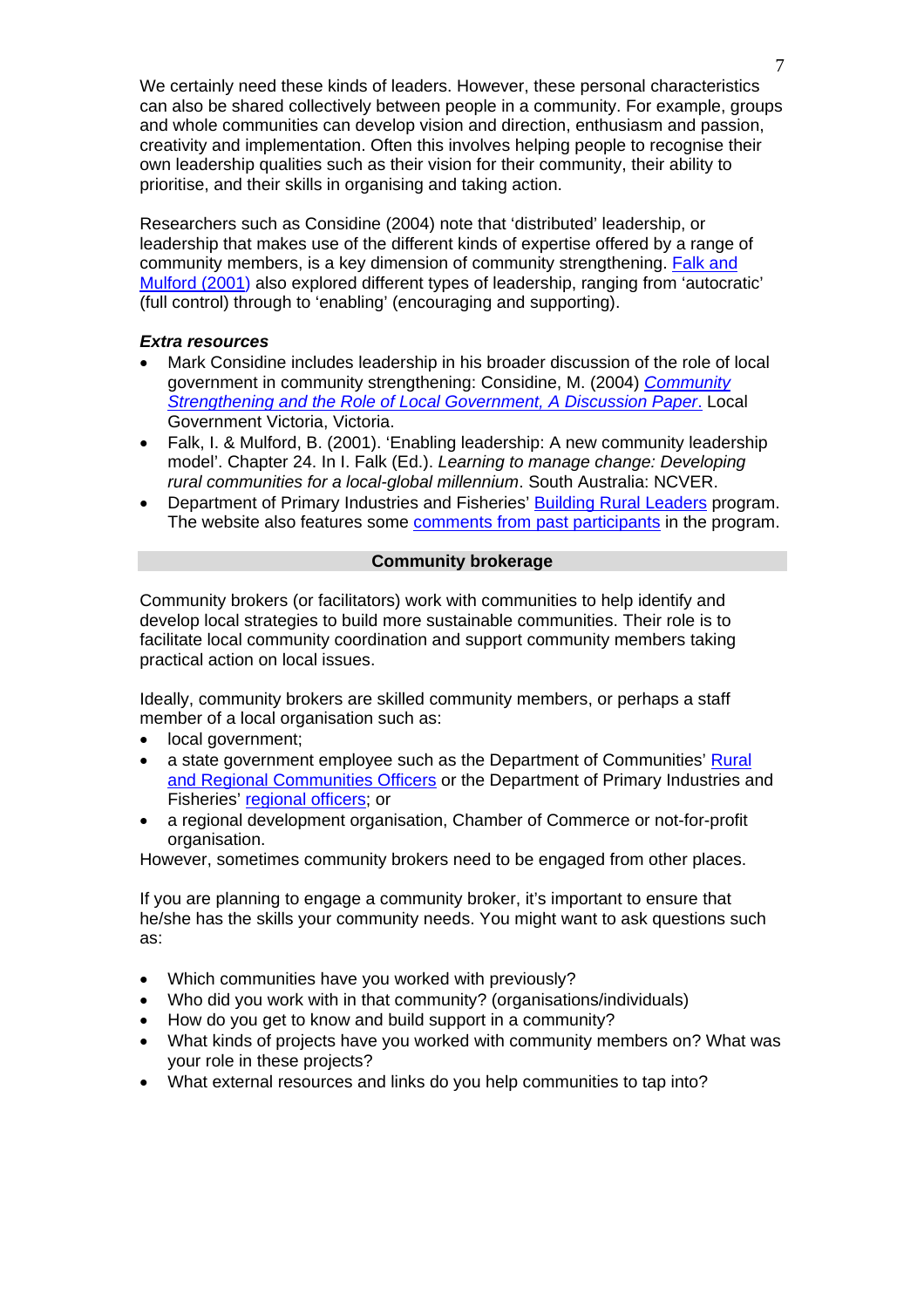We certainly need these kinds of leaders. However, these personal characteristics can also be shared collectively between people in a community. For example, groups and whole communities can develop vision and direction, enthusiasm and passion, creativity and implementation. Often this involves helping people to recognise their own leadership qualities such as their vision for their community, their ability to prioritise, and their skills in organising and taking action.

Researchers such as Considine (2004) note that 'distributed' leadership, or leadership that makes use of the different kinds of expertise offered by a range of community members, is a key dimension of community strengthening. Falk and Mulford (2001) also explored different types of leadership, ranging from 'autocratic' (full control) through to 'enabling' (encouraging and supporting).

***Extra resources***

- Mark Considine includes leadership in his broader discussion of the role of local government in community strengthening: Considine, M. (2004) *Community Strengthening and the Role of Local Government, A Discussion Paper*. Local Government Victoria, Victoria.
- Falk, I. & Mulford, B. (2001). 'Enabling leadership: A new community leadership model'. Chapter 24. In I. Falk (Ed.). *Learning to manage change: Developing rural communities for a local-global millennium*. South Australia: NCVER.
- Department of Primary Industries and Fisheries' Building Rural Leaders program. The website also features some comments from past participants in the program.

## Community brokerage

Community brokers (or facilitators) work with communities to help identify and develop local strategies to build more sustainable communities. Their role is to facilitate local community coordination and support community members taking practical action on local issues.

Ideally, community brokers are skilled community members, or perhaps a staff member of a local organisation such as:

- local government;
- a state government employee such as the Department of Communities' Rural and Regional Communities Officers or the Department of Primary Industries and Fisheries' regional officers; or
- a regional development organisation, Chamber of Commerce or not-for-profit organisation.

However, sometimes community brokers need to be engaged from other places.

If you are planning to engage a community broker, it's important to ensure that he/she has the skills your community needs. You might want to ask questions such as:

- Which communities have you worked with previously?
- Who did you work with in that community? (organisations/individuals)
- How do you get to know and build support in a community?
- What kinds of projects have you worked with community members on? What was your role in these projects?
- What external resources and links do you help communities to tap into?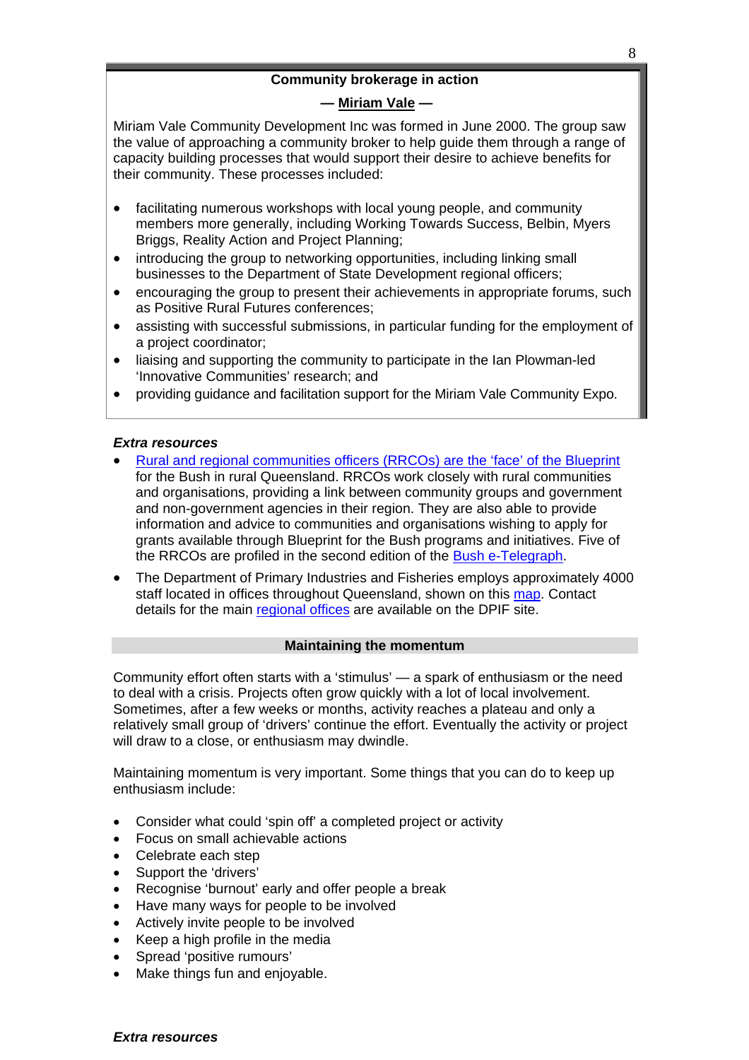**Community brokerage in action**

**— Miriam Vale —**

Miriam Vale Community Development Inc was formed in June 2000. The group saw the value of approaching a community broker to help guide them through a range of capacity building processes that would support their desire to achieve benefits for their community. These processes included:

- facilitating numerous workshops with local young people, and community members more generally, including Working Towards Success, Belbin, Myers Briggs, Reality Action and Project Planning;
- introducing the group to networking opportunities, including linking small businesses to the Department of State Development regional officers;
- encouraging the group to present their achievements in appropriate forums, such as Positive Rural Futures conferences;
- assisting with successful submissions, in particular funding for the employment of a project coordinator;
- liaising and supporting the community to participate in the Ian Plowman-led 'Innovative Communities' research; and
- providing guidance and facilitation support for the Miriam Vale Community Expo.

***Extra resources***

- Rural and regional communities officers (RRCOs) are the 'face' of the Blueprint for the Bush in rural Queensland. RRCOs work closely with rural communities and organisations, providing a link between community groups and government and non-government agencies in their region. They are also able to provide information and advice to communities and organisations wishing to apply for grants available through Blueprint for the Bush programs and initiatives. Five of the RRCOs are profiled in the second edition of the Bush e-Telegraph.
- The Department of Primary Industries and Fisheries employs approximately 4000 staff located in offices throughout Queensland, shown on this map. Contact details for the main regional offices are available on the DPIF site.

## Maintaining the momentum

Community effort often starts with a 'stimulus' — a spark of enthusiasm or the need to deal with a crisis. Projects often grow quickly with a lot of local involvement. Sometimes, after a few weeks or months, activity reaches a plateau and only a relatively small group of 'drivers' continue the effort. Eventually the activity or project will draw to a close, or enthusiasm may dwindle.

Maintaining momentum is very important. Some things that you can do to keep up enthusiasm include:

- Consider what could 'spin off' a completed project or activity
- Focus on small achievable actions
- Celebrate each step
- Support the 'drivers'
- Recognise 'burnout' early and offer people a break
- Have many ways for people to be involved
- Actively invite people to be involved
- Keep a high profile in the media
- Spread 'positive rumours'
- Make things fun and enjoyable.

***Extra resources***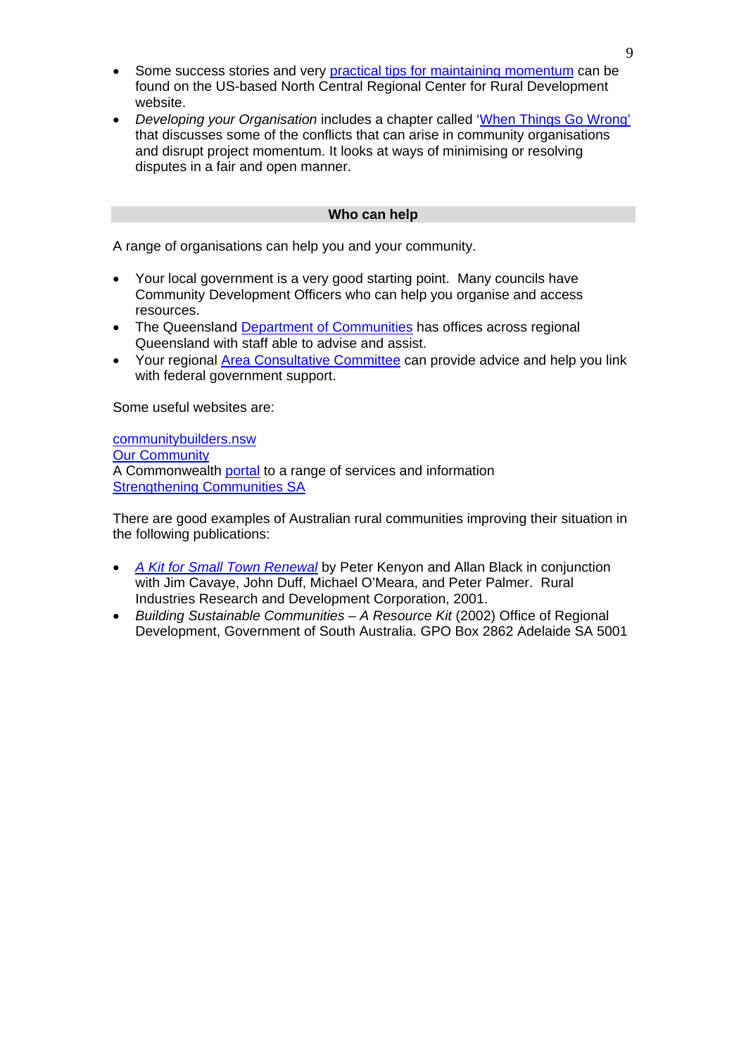- Some success stories and very practical tips for maintaining momentum can be found on the US-based North Central Regional Center for Rural Development website.
- *Developing your Organisation* includes a chapter called 'When Things Go Wrong' that discusses some of the conflicts that can arise in community organisations and disrupt project momentum. It looks at ways of minimising or resolving disputes in a fair and open manner.

## Who can help

A range of organisations can help you and your community.

- Your local government is a very good starting point. Many councils have Community Development Officers who can help you organise and access resources.
- The Queensland Department of Communities has offices across regional Queensland with staff able to advise and assist.
- Your regional Area Consultative Committee can provide advice and help you link with federal government support.

Some useful websites are:

communitybuilders.nsw
Our Community
A Commonwealth portal to a range of services and information
Strengthening Communities SA

There are good examples of Australian rural communities improving their situation in the following publications:

- *A Kit for Small Town Renewal* by Peter Kenyon and Allan Black in conjunction with Jim Cavaye, John Duff, Michael O'Meara, and Peter Palmer. Rural Industries Research and Development Corporation, 2001.
- *Building Sustainable Communities – A Resource Kit* (2002) Office of Regional Development, Government of South Australia. GPO Box 2862 Adelaide SA 5001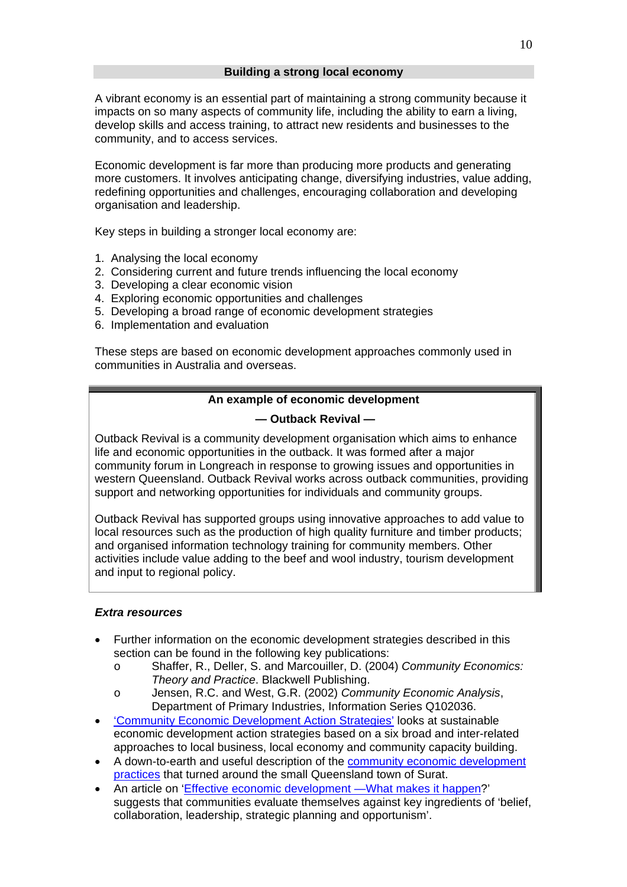## Building a strong local economy

A vibrant economy is an essential part of maintaining a strong community because it impacts on so many aspects of community life, including the ability to earn a living, develop skills and access training, to attract new residents and businesses to the community, and to access services.

Economic development is far more than producing more products and generating more customers. It involves anticipating change, diversifying industries, value adding, redefining opportunities and challenges, encouraging collaboration and developing organisation and leadership.

Key steps in building a stronger local economy are:

1. Analysing the local economy
2. Considering current and future trends influencing the local economy
3. Developing a clear economic vision
4. Exploring economic opportunities and challenges
5. Developing a broad range of economic development strategies
6. Implementation and evaluation

These steps are based on economic development approaches commonly used in communities in Australia and overseas.

---

**An example of economic development**

**— Outback Revival —**

Outback Revival is a community development organisation which aims to enhance life and economic opportunities in the outback. It was formed after a major community forum in Longreach in response to growing issues and opportunities in western Queensland. Outback Revival works across outback communities, providing support and networking opportunities for individuals and community groups.

Outback Revival has supported groups using innovative approaches to add value to local resources such as the production of high quality furniture and timber products; and organised information technology training for community members. Other activities include value adding to the beef and wool industry, tourism development and input to regional policy.

---

### *Extra resources*

- Further information on the economic development strategies described in this section can be found in the following key publications:
  - Shaffer, R., Deller, S. and Marcouiller, D. (2004) *Community Economics: Theory and Practice*. Blackwell Publishing.
  - Jensen, R.C. and West, G.R. (2002) *Community Economic Analysis*, Department of Primary Industries, Information Series Q102036.
- 'Community Economic Development Action Strategies' looks at sustainable economic development action strategies based on a six broad and inter-related approaches to local business, local economy and community capacity building.
- A down-to-earth and useful description of the community economic development practices that turned around the small Queensland town of Surat.
- An article on 'Effective economic development —What makes it happen?' suggests that communities evaluate themselves against key ingredients of 'belief, collaboration, leadership, strategic planning and opportunism'.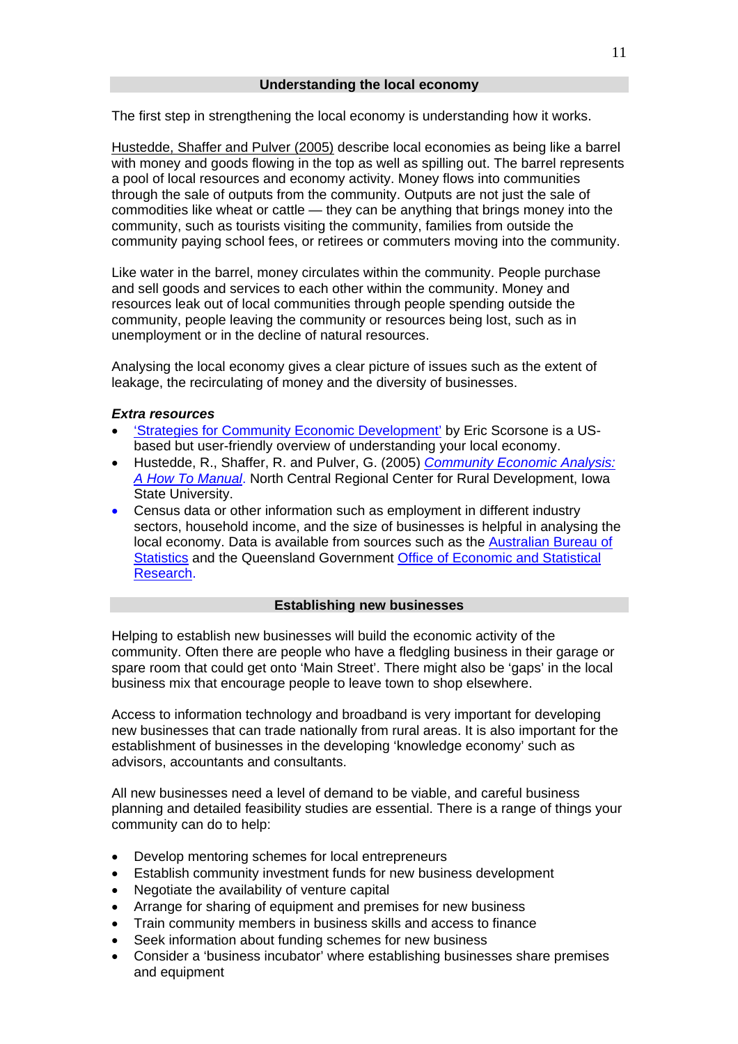## Understanding the local economy

The first step in strengthening the local economy is understanding how it works.

Hustedde, Shaffer and Pulver (2005) describe local economies as being like a barrel with money and goods flowing in the top as well as spilling out. The barrel represents a pool of local resources and economy activity. Money flows into communities through the sale of outputs from the community. Outputs are not just the sale of commodities like wheat or cattle — they can be anything that brings money into the community, such as tourists visiting the community, families from outside the community paying school fees, or retirees or commuters moving into the community.

Like water in the barrel, money circulates within the community. People purchase and sell goods and services to each other within the community. Money and resources leak out of local communities through people spending outside the community, people leaving the community or resources being lost, such as in unemployment or in the decline of natural resources.

Analysing the local economy gives a clear picture of issues such as the extent of leakage, the recirculating of money and the diversity of businesses.

***Extra resources***

- 'Strategies for Community Economic Development' by Eric Scorsone is a US-based but user-friendly overview of understanding your local economy.
- Hustedde, R., Shaffer, R. and Pulver, G. (2005) *Community Economic Analysis: A How To Manual*. North Central Regional Center for Rural Development, Iowa State University.
- Census data or other information such as employment in different industry sectors, household income, and the size of businesses is helpful in analysing the local economy. Data is available from sources such as the Australian Bureau of Statistics and the Queensland Government Office of Economic and Statistical Research.

## Establishing new businesses

Helping to establish new businesses will build the economic activity of the community. Often there are people who have a fledgling business in their garage or spare room that could get onto 'Main Street'. There might also be 'gaps' in the local business mix that encourage people to leave town to shop elsewhere.

Access to information technology and broadband is very important for developing new businesses that can trade nationally from rural areas. It is also important for the establishment of businesses in the developing 'knowledge economy' such as advisors, accountants and consultants.

All new businesses need a level of demand to be viable, and careful business planning and detailed feasibility studies are essential. There is a range of things your community can do to help:

- Develop mentoring schemes for local entrepreneurs
- Establish community investment funds for new business development
- Negotiate the availability of venture capital
- Arrange for sharing of equipment and premises for new business
- Train community members in business skills and access to finance
- Seek information about funding schemes for new business
- Consider a 'business incubator' where establishing businesses share premises and equipment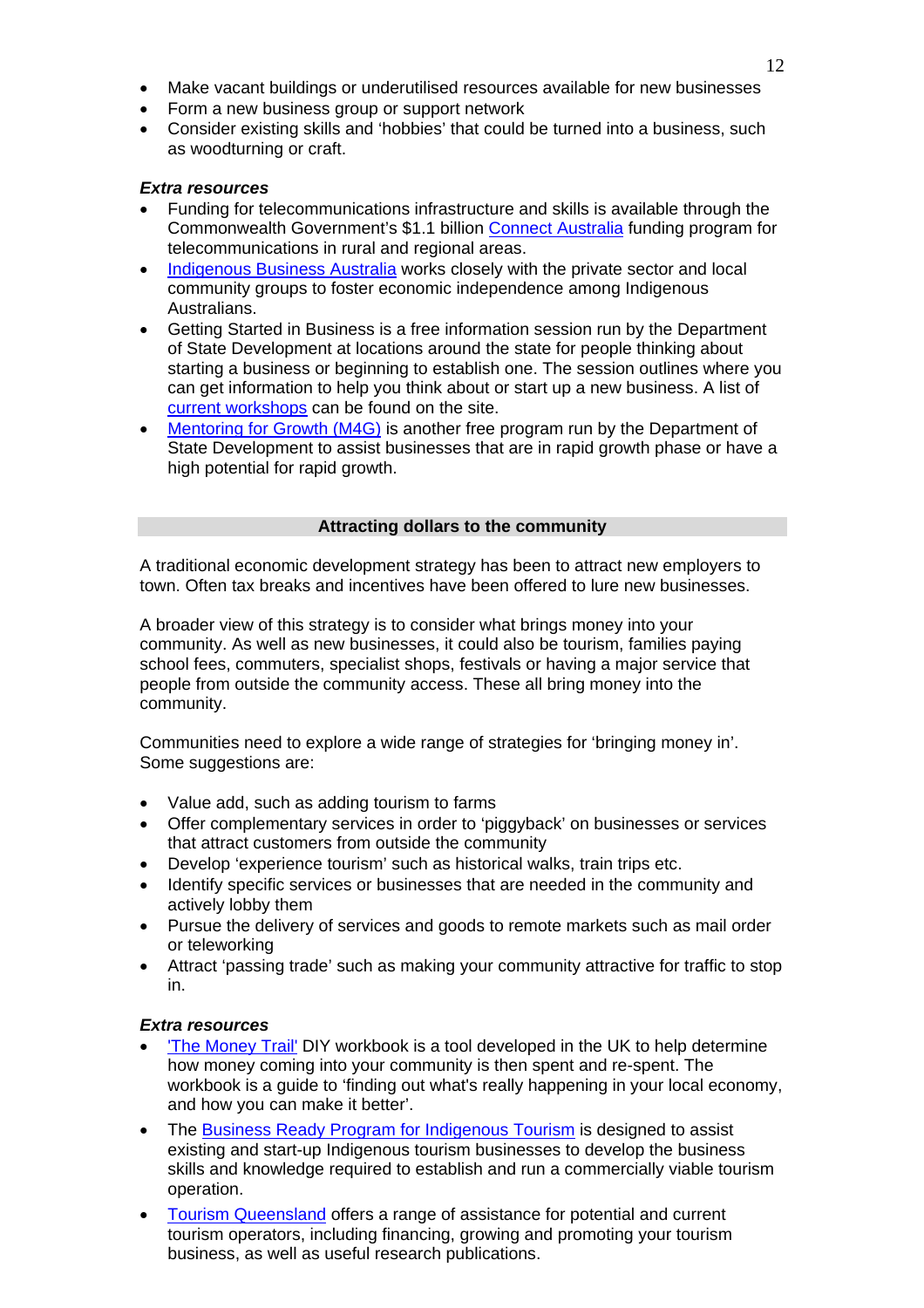- Make vacant buildings or underutilised resources available for new businesses
- Form a new business group or support network
- Consider existing skills and 'hobbies' that could be turned into a business, such as woodturning or craft.

***Extra resources***

- Funding for telecommunications infrastructure and skills is available through the Commonwealth Government's $1.1 billion Connect Australia funding program for telecommunications in rural and regional areas.
- Indigenous Business Australia works closely with the private sector and local community groups to foster economic independence among Indigenous Australians.
- Getting Started in Business is a free information session run by the Department of State Development at locations around the state for people thinking about starting a business or beginning to establish one. The session outlines where you can get information to help you think about or start up a new business. A list of current workshops can be found on the site.
- Mentoring for Growth (M4G) is another free program run by the Department of State Development to assist businesses that are in rapid growth phase or have a high potential for rapid growth.

## Attracting dollars to the community

A traditional economic development strategy has been to attract new employers to town. Often tax breaks and incentives have been offered to lure new businesses.

A broader view of this strategy is to consider what brings money into your community. As well as new businesses, it could also be tourism, families paying school fees, commuters, specialist shops, festivals or having a major service that people from outside the community access. These all bring money into the community.

Communities need to explore a wide range of strategies for 'bringing money in'. Some suggestions are:

- Value add, such as adding tourism to farms
- Offer complementary services in order to 'piggyback' on businesses or services that attract customers from outside the community
- Develop 'experience tourism' such as historical walks, train trips etc.
- Identify specific services or businesses that are needed in the community and actively lobby them
- Pursue the delivery of services and goods to remote markets such as mail order or teleworking
- Attract 'passing trade' such as making your community attractive for traffic to stop in.

***Extra resources***

- 'The Money Trail' DIY workbook is a tool developed in the UK to help determine how money coming into your community is then spent and re-spent. The workbook is a guide to 'finding out what's really happening in your local economy, and how you can make it better'.
- The Business Ready Program for Indigenous Tourism is designed to assist existing and start-up Indigenous tourism businesses to develop the business skills and knowledge required to establish and run a commercially viable tourism operation.
- Tourism Queensland offers a range of assistance for potential and current tourism operators, including financing, growing and promoting your tourism business, as well as useful research publications.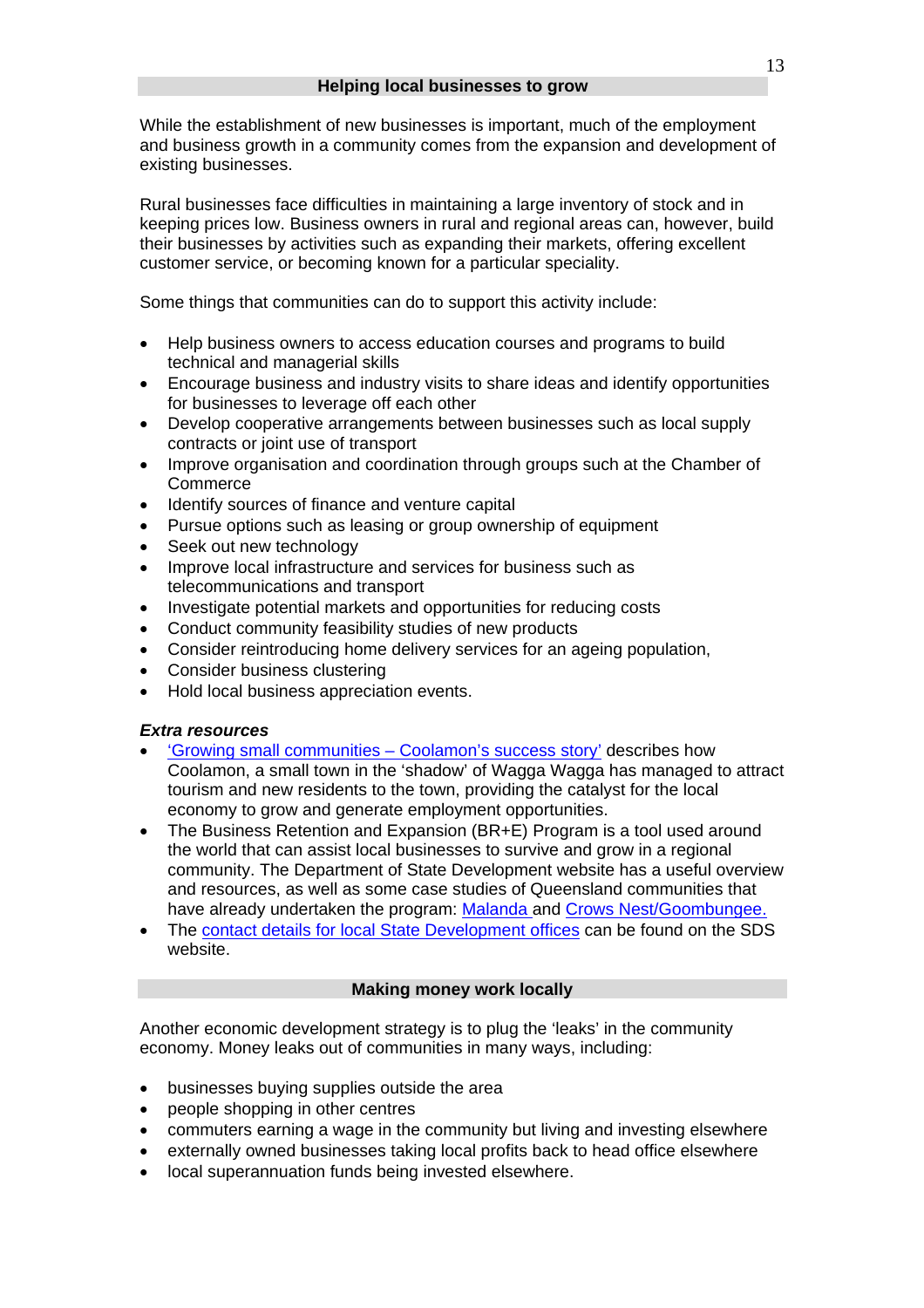## Helping local businesses to grow

While the establishment of new businesses is important, much of the employment and business growth in a community comes from the expansion and development of existing businesses.

Rural businesses face difficulties in maintaining a large inventory of stock and in keeping prices low. Business owners in rural and regional areas can, however, build their businesses by activities such as expanding their markets, offering excellent customer service, or becoming known for a particular speciality.

Some things that communities can do to support this activity include:

- Help business owners to access education courses and programs to build technical and managerial skills
- Encourage business and industry visits to share ideas and identify opportunities for businesses to leverage off each other
- Develop cooperative arrangements between businesses such as local supply contracts or joint use of transport
- Improve organisation and coordination through groups such at the Chamber of Commerce
- Identify sources of finance and venture capital
- Pursue options such as leasing or group ownership of equipment
- Seek out new technology
- Improve local infrastructure and services for business such as telecommunications and transport
- Investigate potential markets and opportunities for reducing costs
- Conduct community feasibility studies of new products
- Consider reintroducing home delivery services for an ageing population,
- Consider business clustering
- Hold local business appreciation events.

***Extra resources***

- 'Growing small communities – Coolamon's success story' describes how Coolamon, a small town in the 'shadow' of Wagga Wagga has managed to attract tourism and new residents to the town, providing the catalyst for the local economy to grow and generate employment opportunities.
- The Business Retention and Expansion (BR+E) Program is a tool used around the world that can assist local businesses to survive and grow in a regional community. The Department of State Development website has a useful overview and resources, as well as some case studies of Queensland communities that have already undertaken the program: Malanda and Crows Nest/Goombungee.
- The contact details for local State Development offices can be found on the SDS website.

## Making money work locally

Another economic development strategy is to plug the 'leaks' in the community economy. Money leaks out of communities in many ways, including:

- businesses buying supplies outside the area
- people shopping in other centres
- commuters earning a wage in the community but living and investing elsewhere
- externally owned businesses taking local profits back to head office elsewhere
- local superannuation funds being invested elsewhere.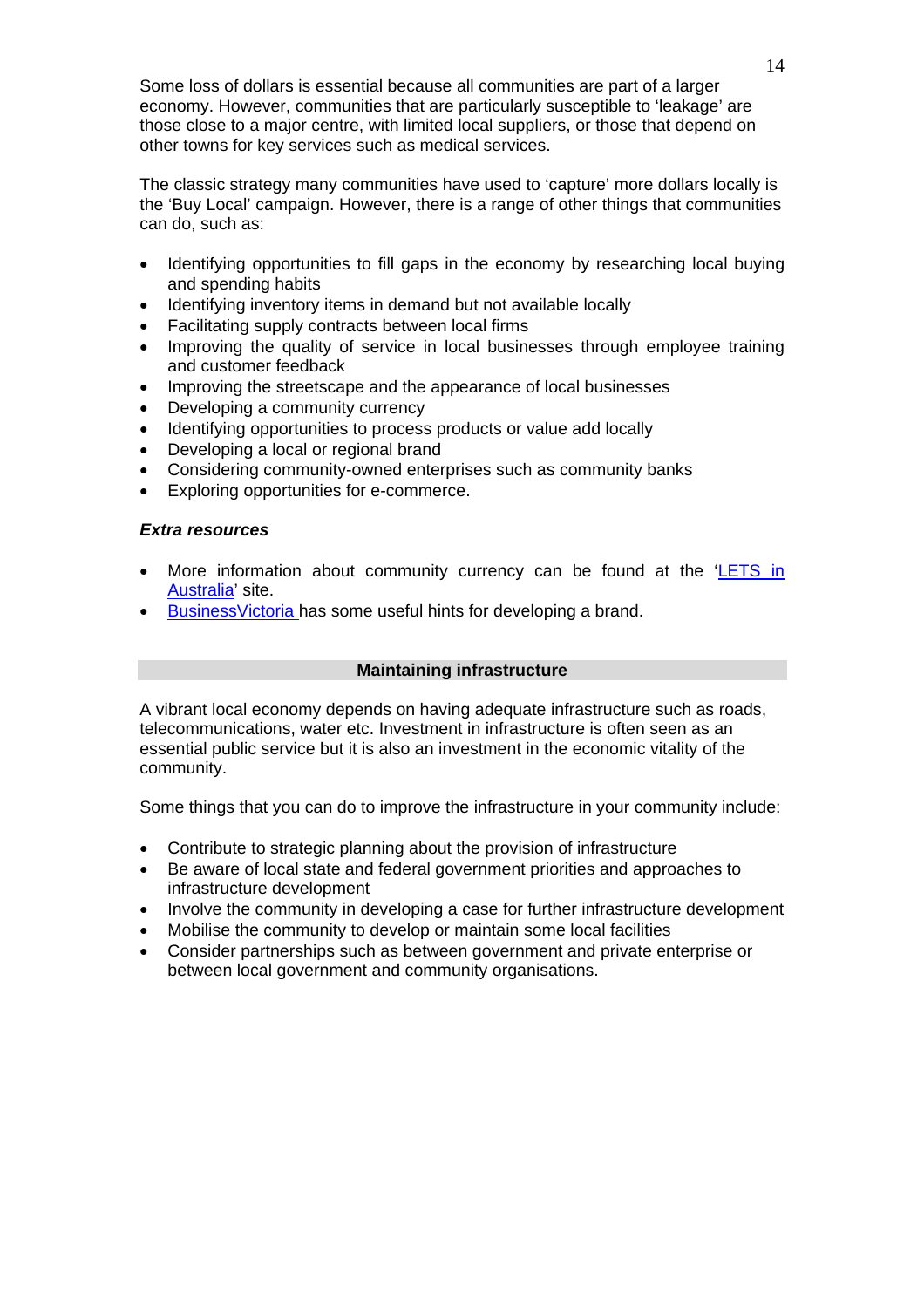Some loss of dollars is essential because all communities are part of a larger economy. However, communities that are particularly susceptible to 'leakage' are those close to a major centre, with limited local suppliers, or those that depend on other towns for key services such as medical services.

The classic strategy many communities have used to 'capture' more dollars locally is the 'Buy Local' campaign. However, there is a range of other things that communities can do, such as:

- Identifying opportunities to fill gaps in the economy by researching local buying and spending habits
- Identifying inventory items in demand but not available locally
- Facilitating supply contracts between local firms
- Improving the quality of service in local businesses through employee training and customer feedback
- Improving the streetscape and the appearance of local businesses
- Developing a community currency
- Identifying opportunities to process products or value add locally
- Developing a local or regional brand
- Considering community-owned enterprises such as community banks
- Exploring opportunities for e-commerce.

***Extra resources***

- More information about community currency can be found at the 'LETS in Australia' site.
- BusinessVictoria has some useful hints for developing a brand.

## Maintaining infrastructure

A vibrant local economy depends on having adequate infrastructure such as roads, telecommunications, water etc. Investment in infrastructure is often seen as an essential public service but it is also an investment in the economic vitality of the community.

Some things that you can do to improve the infrastructure in your community include:

- Contribute to strategic planning about the provision of infrastructure
- Be aware of local state and federal government priorities and approaches to infrastructure development
- Involve the community in developing a case for further infrastructure development
- Mobilise the community to develop or maintain some local facilities
- Consider partnerships such as between government and private enterprise or between local government and community organisations.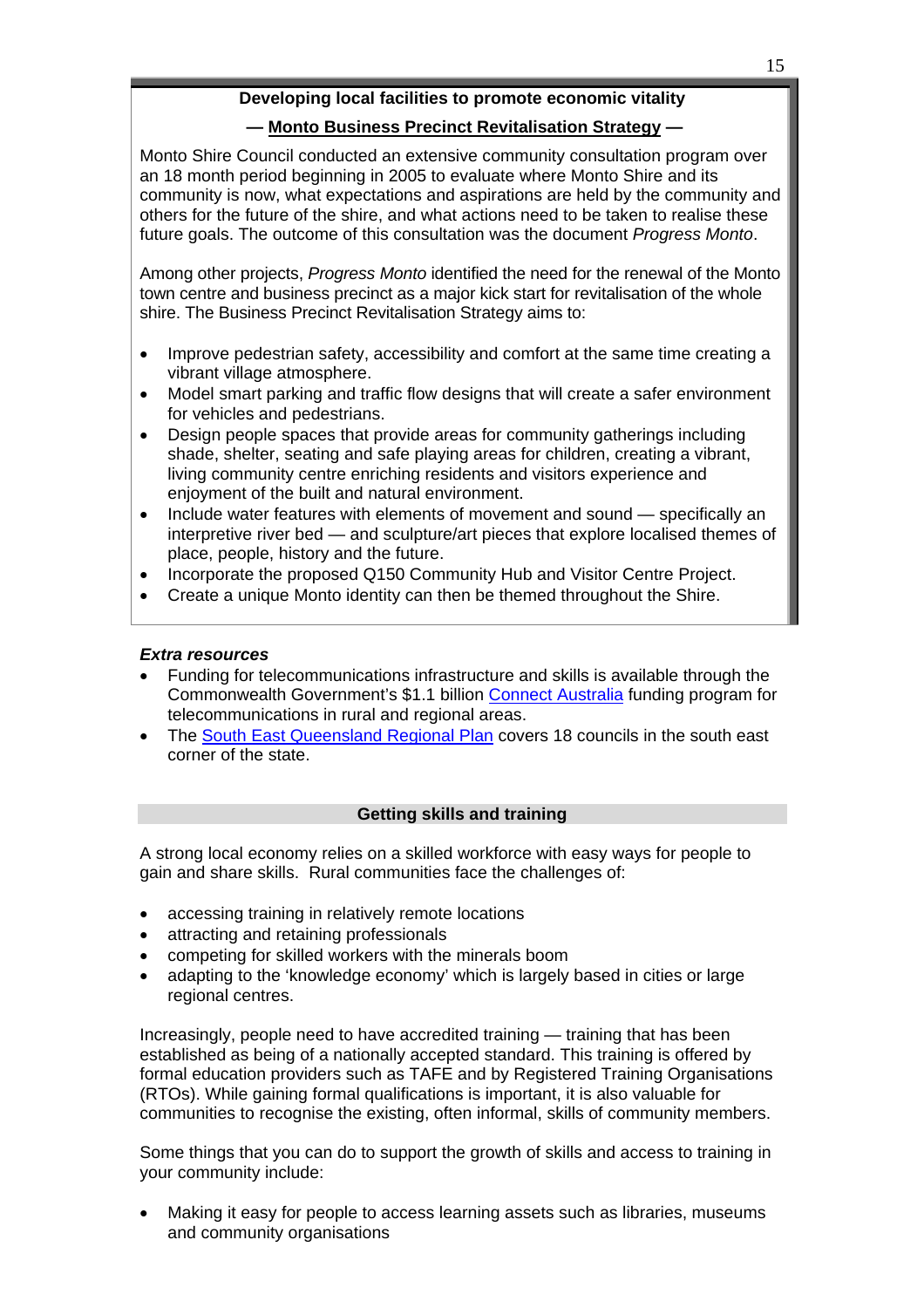**Developing local facilities to promote economic vitality**

**— Monto Business Precinct Revitalisation Strategy —**

Monto Shire Council conducted an extensive community consultation program over an 18 month period beginning in 2005 to evaluate where Monto Shire and its community is now, what expectations and aspirations are held by the community and others for the future of the shire, and what actions need to be taken to realise these future goals. The outcome of this consultation was the document *Progress Monto*.

Among other projects, *Progress Monto* identified the need for the renewal of the Monto town centre and business precinct as a major kick start for revitalisation of the whole shire. The Business Precinct Revitalisation Strategy aims to:

- Improve pedestrian safety, accessibility and comfort at the same time creating a vibrant village atmosphere.
- Model smart parking and traffic flow designs that will create a safer environment for vehicles and pedestrians.
- Design people spaces that provide areas for community gatherings including shade, shelter, seating and safe playing areas for children, creating a vibrant, living community centre enriching residents and visitors experience and enjoyment of the built and natural environment.
- Include water features with elements of movement and sound — specifically an interpretive river bed — and sculpture/art pieces that explore localised themes of place, people, history and the future.
- Incorporate the proposed Q150 Community Hub and Visitor Centre Project.
- Create a unique Monto identity can then be themed throughout the Shire.

***Extra resources***

- Funding for telecommunications infrastructure and skills is available through the Commonwealth Government's $1.1 billion Connect Australia funding program for telecommunications in rural and regional areas.
- The South East Queensland Regional Plan covers 18 councils in the south east corner of the state.

## Getting skills and training

A strong local economy relies on a skilled workforce with easy ways for people to gain and share skills. Rural communities face the challenges of:

- accessing training in relatively remote locations
- attracting and retaining professionals
- competing for skilled workers with the minerals boom
- adapting to the 'knowledge economy' which is largely based in cities or large regional centres.

Increasingly, people need to have accredited training — training that has been established as being of a nationally accepted standard. This training is offered by formal education providers such as TAFE and by Registered Training Organisations (RTOs). While gaining formal qualifications is important, it is also valuable for communities to recognise the existing, often informal, skills of community members.

Some things that you can do to support the growth of skills and access to training in your community include:

- Making it easy for people to access learning assets such as libraries, museums and community organisations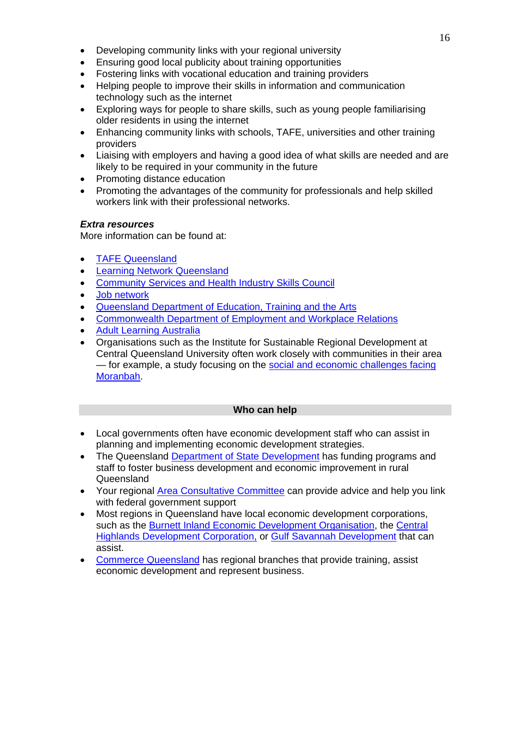- Developing community links with your regional university
- Ensuring good local publicity about training opportunities
- Fostering links with vocational education and training providers
- Helping people to improve their skills in information and communication technology such as the internet
- Exploring ways for people to share skills, such as young people familiarising older residents in using the internet
- Enhancing community links with schools, TAFE, universities and other training providers
- Liaising with employers and having a good idea of what skills are needed and are likely to be required in your community in the future
- Promoting distance education
- Promoting the advantages of the community for professionals and help skilled workers link with their professional networks.

***Extra resources***

More information can be found at:

- TAFE Queensland
- Learning Network Queensland
- Community Services and Health Industry Skills Council
- Job network
- Queensland Department of Education, Training and the Arts
- Commonwealth Department of Employment and Workplace Relations
- Adult Learning Australia
- Organisations such as the Institute for Sustainable Regional Development at Central Queensland University often work closely with communities in their area — for example, a study focusing on the social and economic challenges facing Moranbah.

## Who can help

- Local governments often have economic development staff who can assist in planning and implementing economic development strategies.
- The Queensland Department of State Development has funding programs and staff to foster business development and economic improvement in rural Queensland
- Your regional Area Consultative Committee can provide advice and help you link with federal government support
- Most regions in Queensland have local economic development corporations, such as the Burnett Inland Economic Development Organisation, the Central Highlands Development Corporation, or Gulf Savannah Development that can assist.
- Commerce Queensland has regional branches that provide training, assist economic development and represent business.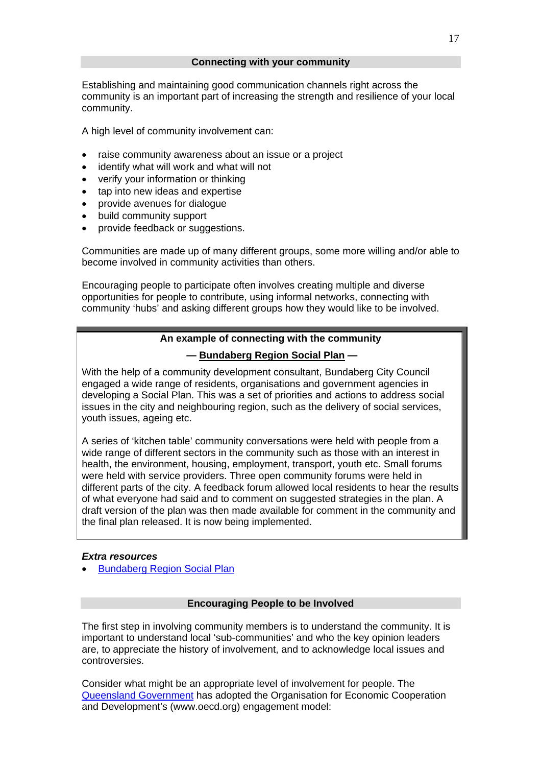## Connecting with your community

Establishing and maintaining good communication channels right across the community is an important part of increasing the strength and resilience of your local community.

A high level of community involvement can:

- raise community awareness about an issue or a project
- identify what will work and what will not
- verify your information or thinking
- tap into new ideas and expertise
- provide avenues for dialogue
- build community support
- provide feedback or suggestions.

Communities are made up of many different groups, some more willing and/or able to become involved in community activities than others.

Encouraging people to participate often involves creating multiple and diverse opportunities for people to contribute, using informal networks, connecting with community 'hubs' and asking different groups how they would like to be involved.

### An example of connecting with the community

**— Bundaberg Region Social Plan —**

With the help of a community development consultant, Bundaberg City Council engaged a wide range of residents, organisations and government agencies in developing a Social Plan. This was a set of priorities and actions to address social issues in the city and neighbouring region, such as the delivery of social services, youth issues, ageing etc.

A series of 'kitchen table' community conversations were held with people from a wide range of different sectors in the community such as those with an interest in health, the environment, housing, employment, transport, youth etc. Small forums were held with service providers. Three open community forums were held in different parts of the city. A feedback forum allowed local residents to hear the results of what everyone had said and to comment on suggested strategies in the plan. A draft version of the plan was then made available for comment in the community and the final plan released. It is now being implemented.

***Extra resources***

- Bundaberg Region Social Plan

## Encouraging People to be Involved

The first step in involving community members is to understand the community. It is important to understand local 'sub-communities' and who the key opinion leaders are, to appreciate the history of involvement, and to acknowledge local issues and controversies.

Consider what might be an appropriate level of involvement for people. The Queensland Government has adopted the Organisation for Economic Cooperation and Development's (www.oecd.org) engagement model: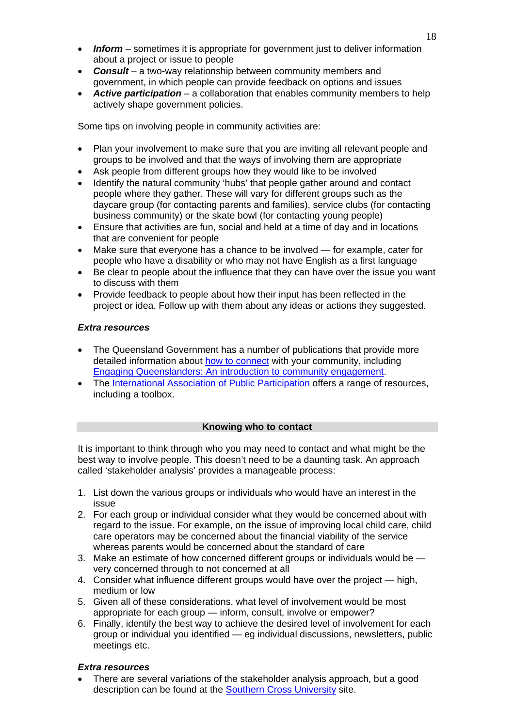- ***Inform*** – sometimes it is appropriate for government just to deliver information about a project or issue to people
- ***Consult*** – a two-way relationship between community members and government, in which people can provide feedback on options and issues
- ***Active participation*** – a collaboration that enables community members to help actively shape government policies.

Some tips on involving people in community activities are:

- Plan your involvement to make sure that you are inviting all relevant people and groups to be involved and that the ways of involving them are appropriate
- Ask people from different groups how they would like to be involved
- Identify the natural community 'hubs' that people gather around and contact people where they gather. These will vary for different groups such as the daycare group (for contacting parents and families), service clubs (for contacting business community) or the skate bowl (for contacting young people)
- Ensure that activities are fun, social and held at a time of day and in locations that are convenient for people
- Make sure that everyone has a chance to be involved — for example, cater for people who have a disability or who may not have English as a first language
- Be clear to people about the influence that they can have over the issue you want to discuss with them
- Provide feedback to people about how their input has been reflected in the project or idea. Follow up with them about any ideas or actions they suggested.

***Extra resources***

- The Queensland Government has a number of publications that provide more detailed information about how to connect with your community, including Engaging Queenslanders: An introduction to community engagement.
- The International Association of Public Participation offers a range of resources, including a toolbox.

## Knowing who to contact

It is important to think through who you may need to contact and what might be the best way to involve people. This doesn't need to be a daunting task. An approach called 'stakeholder analysis' provides a manageable process:

1. List down the various groups or individuals who would have an interest in the issue
2. For each group or individual consider what they would be concerned about with regard to the issue. For example, on the issue of improving local child care, child care operators may be concerned about the financial viability of the service whereas parents would be concerned about the standard of care
3. Make an estimate of how concerned different groups or individuals would be — very concerned through to not concerned at all
4. Consider what influence different groups would have over the project — high, medium or low
5. Given all of these considerations, what level of involvement would be most appropriate for each group — inform, consult, involve or empower?
6. Finally, identify the best way to achieve the desired level of involvement for each group or individual you identified — eg individual discussions, newsletters, public meetings etc.

***Extra resources***

- There are several variations of the stakeholder analysis approach, but a good description can be found at the Southern Cross University site.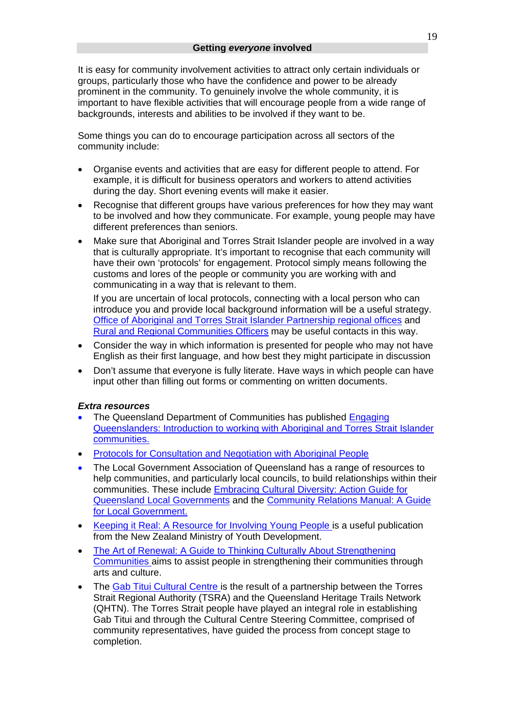## Getting *everyone* involved

It is easy for community involvement activities to attract only certain individuals or groups, particularly those who have the confidence and power to be already prominent in the community. To genuinely involve the whole community, it is important to have flexible activities that will encourage people from a wide range of backgrounds, interests and abilities to be involved if they want to be.

Some things you can do to encourage participation across all sectors of the community include:

- Organise events and activities that are easy for different people to attend. For example, it is difficult for business operators and workers to attend activities during the day. Short evening events will make it easier.
- Recognise that different groups have various preferences for how they may want to be involved and how they communicate. For example, young people may have different preferences than seniors.
- Make sure that Aboriginal and Torres Strait Islander people are involved in a way that is culturally appropriate. It's important to recognise that each community will have their own 'protocols' for engagement. Protocol simply means following the customs and lores of the people or community you are working with and communicating in a way that is relevant to them.

  If you are uncertain of local protocols, connecting with a local person who can introduce you and provide local background information will be a useful strategy. Office of Aboriginal and Torres Strait Islander Partnership regional offices and Rural and Regional Communities Officers may be useful contacts in this way.
- Consider the way in which information is presented for people who may not have English as their first language, and how best they might participate in discussion
- Don't assume that everyone is fully literate. Have ways in which people can have input other than filling out forms or commenting on written documents.

***Extra resources***

- The Queensland Department of Communities has published Engaging Queenslanders: Introduction to working with Aboriginal and Torres Strait Islander communities.
- Protocols for Consultation and Negotiation with Aboriginal People
- The Local Government Association of Queensland has a range of resources to help communities, and particularly local councils, to build relationships within their communities. These include Embracing Cultural Diversity: Action Guide for Queensland Local Governments and the Community Relations Manual: A Guide for Local Government.
- Keeping it Real: A Resource for Involving Young People is a useful publication from the New Zealand Ministry of Youth Development.
- The Art of Renewal: A Guide to Thinking Culturally About Strengthening Communities aims to assist people in strengthening their communities through arts and culture.
- The Gab Titui Cultural Centre is the result of a partnership between the Torres Strait Regional Authority (TSRA) and the Queensland Heritage Trails Network (QHTN). The Torres Strait people have played an integral role in establishing Gab Titui and through the Cultural Centre Steering Committee, comprised of community representatives, have guided the process from concept stage to completion.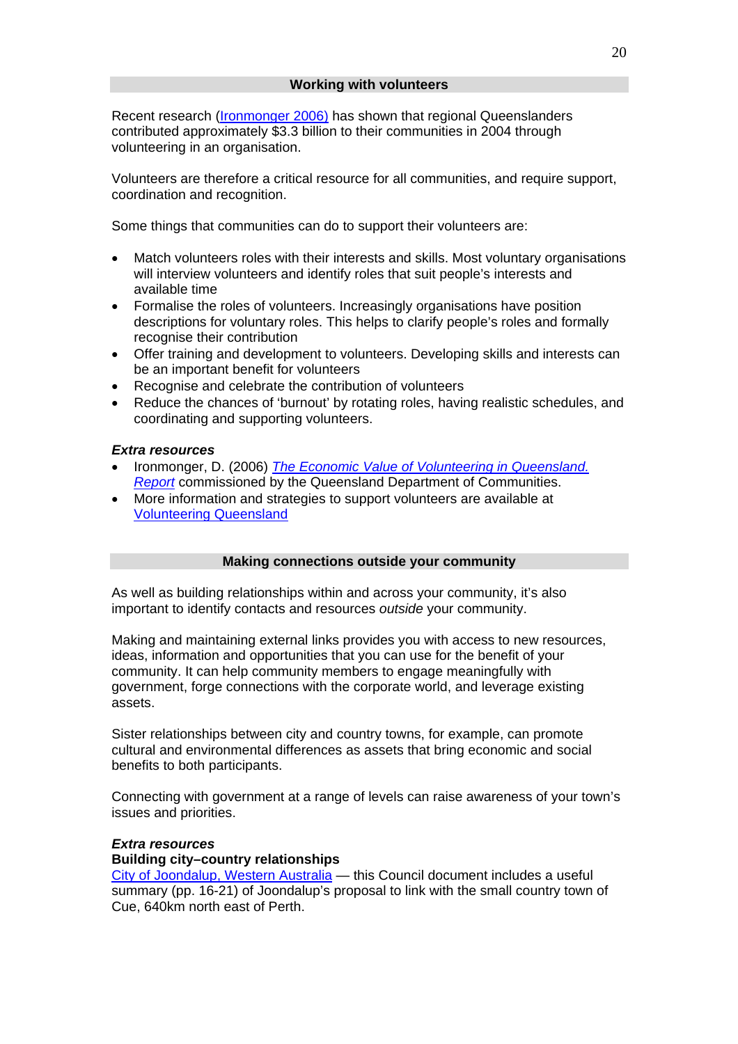## Working with volunteers

Recent research (Ironmonger 2006) has shown that regional Queenslanders contributed approximately $3.3 billion to their communities in 2004 through volunteering in an organisation.

Volunteers are therefore a critical resource for all communities, and require support, coordination and recognition.

Some things that communities can do to support their volunteers are:

- Match volunteers roles with their interests and skills. Most voluntary organisations will interview volunteers and identify roles that suit people's interests and available time
- Formalise the roles of volunteers. Increasingly organisations have position descriptions for voluntary roles. This helps to clarify people's roles and formally recognise their contribution
- Offer training and development to volunteers. Developing skills and interests can be an important benefit for volunteers
- Recognise and celebrate the contribution of volunteers
- Reduce the chances of 'burnout' by rotating roles, having realistic schedules, and coordinating and supporting volunteers.

***Extra resources***

- Ironmonger, D. (2006) *The Economic Value of Volunteering in Queensland. Report* commissioned by the Queensland Department of Communities.
- More information and strategies to support volunteers are available at Volunteering Queensland

## Making connections outside your community

As well as building relationships within and across your community, it's also important to identify contacts and resources *outside* your community.

Making and maintaining external links provides you with access to new resources, ideas, information and opportunities that you can use for the benefit of your community. It can help community members to engage meaningfully with government, forge connections with the corporate world, and leverage existing assets.

Sister relationships between city and country towns, for example, can promote cultural and environmental differences as assets that bring economic and social benefits to both participants.

Connecting with government at a range of levels can raise awareness of your town's issues and priorities.

***Extra resources***

**Building city–country relationships**

City of Joondalup, Western Australia — this Council document includes a useful summary (pp. 16-21) of Joondalup's proposal to link with the small country town of Cue, 640km north east of Perth.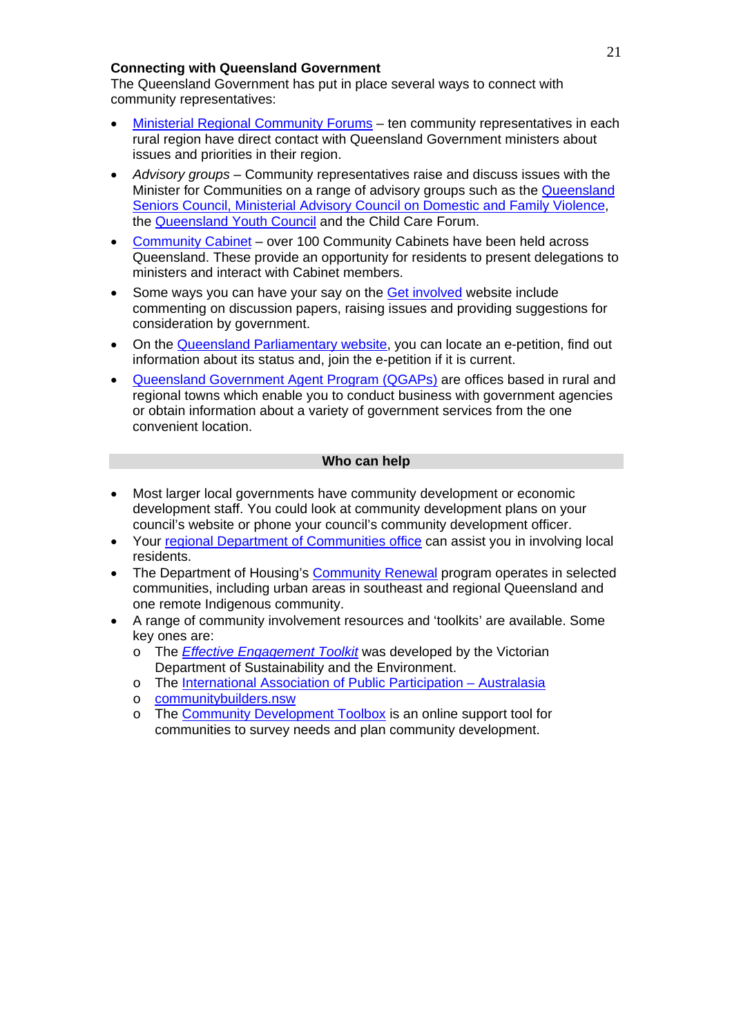**Connecting with Queensland Government**

The Queensland Government has put in place several ways to connect with community representatives:

- Ministerial Regional Community Forums – ten community representatives in each rural region have direct contact with Queensland Government ministers about issues and priorities in their region.
- *Advisory groups* – Community representatives raise and discuss issues with the Minister for Communities on a range of advisory groups such as the Queensland Seniors Council, Ministerial Advisory Council on Domestic and Family Violence, the Queensland Youth Council and the Child Care Forum.
- Community Cabinet – over 100 Community Cabinets have been held across Queensland. These provide an opportunity for residents to present delegations to ministers and interact with Cabinet members.
- Some ways you can have your say on the Get involved website include commenting on discussion papers, raising issues and providing suggestions for consideration by government.
- On the Queensland Parliamentary website, you can locate an e-petition, find out information about its status and, join the e-petition if it is current.
- Queensland Government Agent Program (QGAPs) are offices based in rural and regional towns which enable you to conduct business with government agencies or obtain information about a variety of government services from the one convenient location.

## Who can help

- Most larger local governments have community development or economic development staff. You could look at community development plans on your council's website or phone your council's community development officer.
- Your regional Department of Communities office can assist you in involving local residents.
- The Department of Housing's Community Renewal program operates in selected communities, including urban areas in southeast and regional Queensland and one remote Indigenous community.
- A range of community involvement resources and 'toolkits' are available. Some key ones are:
  - The *Effective Engagement Toolkit* was developed by the Victorian Department of Sustainability and the Environment.
  - The International Association of Public Participation – Australasia
  - communitybuilders.nsw
  - The Community Development Toolbox is an online support tool for communities to survey needs and plan community development.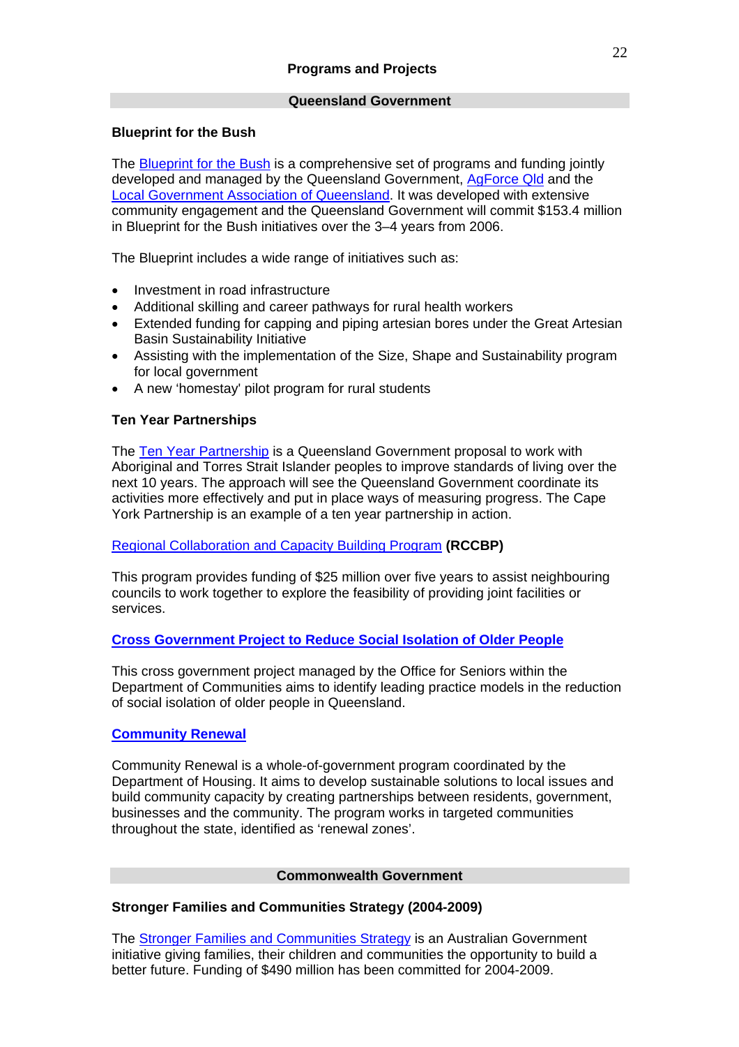## Programs and Projects

### Queensland Government

**Blueprint for the Bush**

The Blueprint for the Bush is a comprehensive set of programs and funding jointly developed and managed by the Queensland Government, AgForce Qld and the Local Government Association of Queensland. It was developed with extensive community engagement and the Queensland Government will commit $153.4 million in Blueprint for the Bush initiatives over the 3–4 years from 2006.

The Blueprint includes a wide range of initiatives such as:

- Investment in road infrastructure
- Additional skilling and career pathways for rural health workers
- Extended funding for capping and piping artesian bores under the Great Artesian Basin Sustainability Initiative
- Assisting with the implementation of the Size, Shape and Sustainability program for local government
- A new 'homestay' pilot program for rural students

**Ten Year Partnerships**

The Ten Year Partnership is a Queensland Government proposal to work with Aboriginal and Torres Strait Islander peoples to improve standards of living over the next 10 years. The approach will see the Queensland Government coordinate its activities more effectively and put in place ways of measuring progress. The Cape York Partnership is an example of a ten year partnership in action.

Regional Collaboration and Capacity Building Program **(RCCBP)**

This program provides funding of $25 million over five years to assist neighbouring councils to work together to explore the feasibility of providing joint facilities or services.

**Cross Government Project to Reduce Social Isolation of Older People**

This cross government project managed by the Office for Seniors within the Department of Communities aims to identify leading practice models in the reduction of social isolation of older people in Queensland.

**Community Renewal**

Community Renewal is a whole-of-government program coordinated by the Department of Housing. It aims to develop sustainable solutions to local issues and build community capacity by creating partnerships between residents, government, businesses and the community. The program works in targeted communities throughout the state, identified as 'renewal zones'.

### Commonwealth Government

**Stronger Families and Communities Strategy (2004-2009)**

The Stronger Families and Communities Strategy is an Australian Government initiative giving families, their children and communities the opportunity to build a better future. Funding of $490 million has been committed for 2004-2009.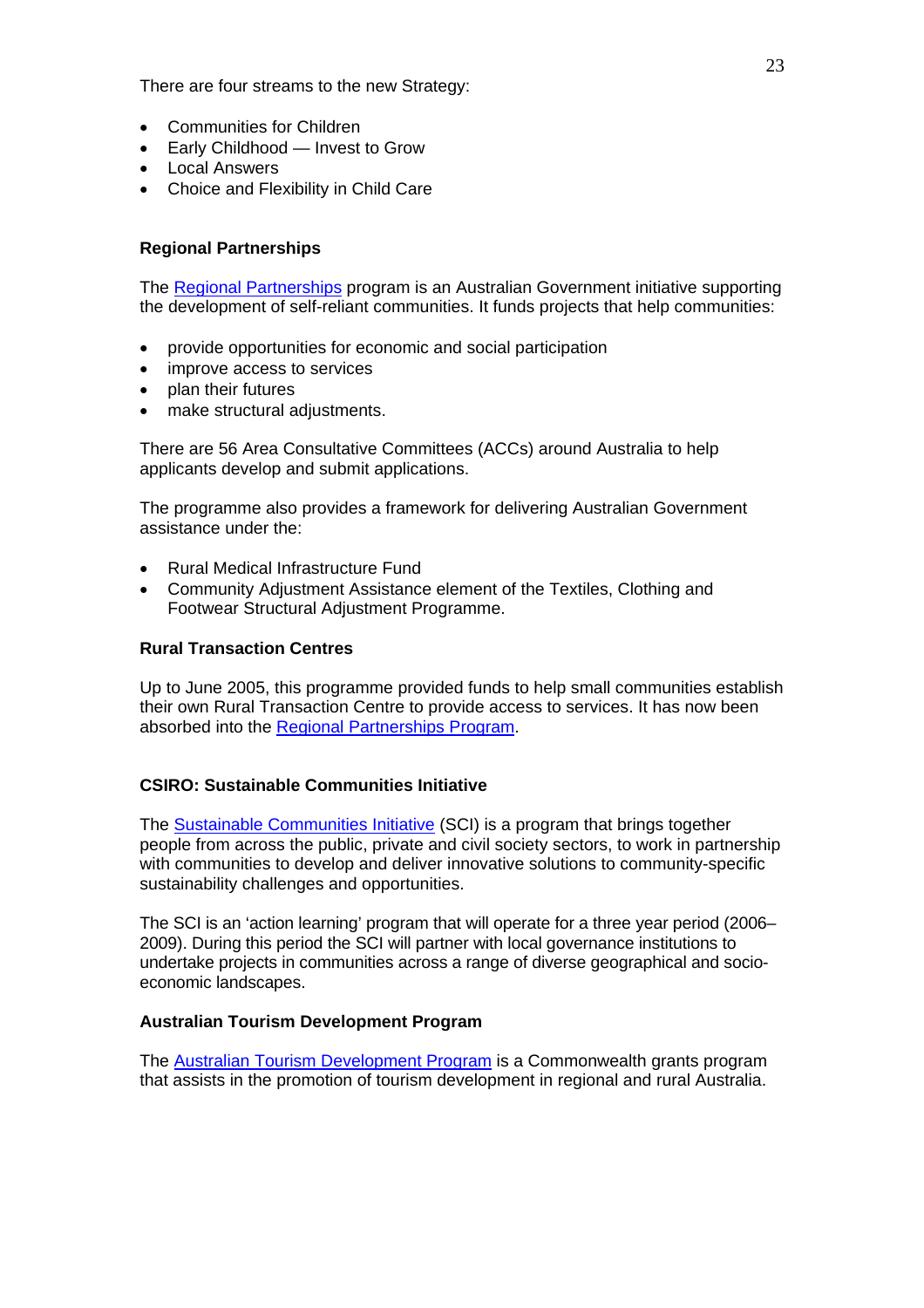There are four streams to the new Strategy:

- Communities for Children
- Early Childhood — Invest to Grow
- Local Answers
- Choice and Flexibility in Child Care

### Regional Partnerships

The Regional Partnerships program is an Australian Government initiative supporting the development of self-reliant communities. It funds projects that help communities:

- provide opportunities for economic and social participation
- improve access to services
- plan their futures
- make structural adjustments.

There are 56 Area Consultative Committees (ACCs) around Australia to help applicants develop and submit applications.

The programme also provides a framework for delivering Australian Government assistance under the:

- Rural Medical Infrastructure Fund
- Community Adjustment Assistance element of the Textiles, Clothing and Footwear Structural Adjustment Programme.

### Rural Transaction Centres

Up to June 2005, this programme provided funds to help small communities establish their own Rural Transaction Centre to provide access to services. It has now been absorbed into the Regional Partnerships Program.

### CSIRO: Sustainable Communities Initiative

The Sustainable Communities Initiative (SCI) is a program that brings together people from across the public, private and civil society sectors, to work in partnership with communities to develop and deliver innovative solutions to community-specific sustainability challenges and opportunities.

The SCI is an 'action learning' program that will operate for a three year period (2006–2009). During this period the SCI will partner with local governance institutions to undertake projects in communities across a range of diverse geographical and socio-economic landscapes.

### Australian Tourism Development Program

The Australian Tourism Development Program is a Commonwealth grants program that assists in the promotion of tourism development in regional and rural Australia.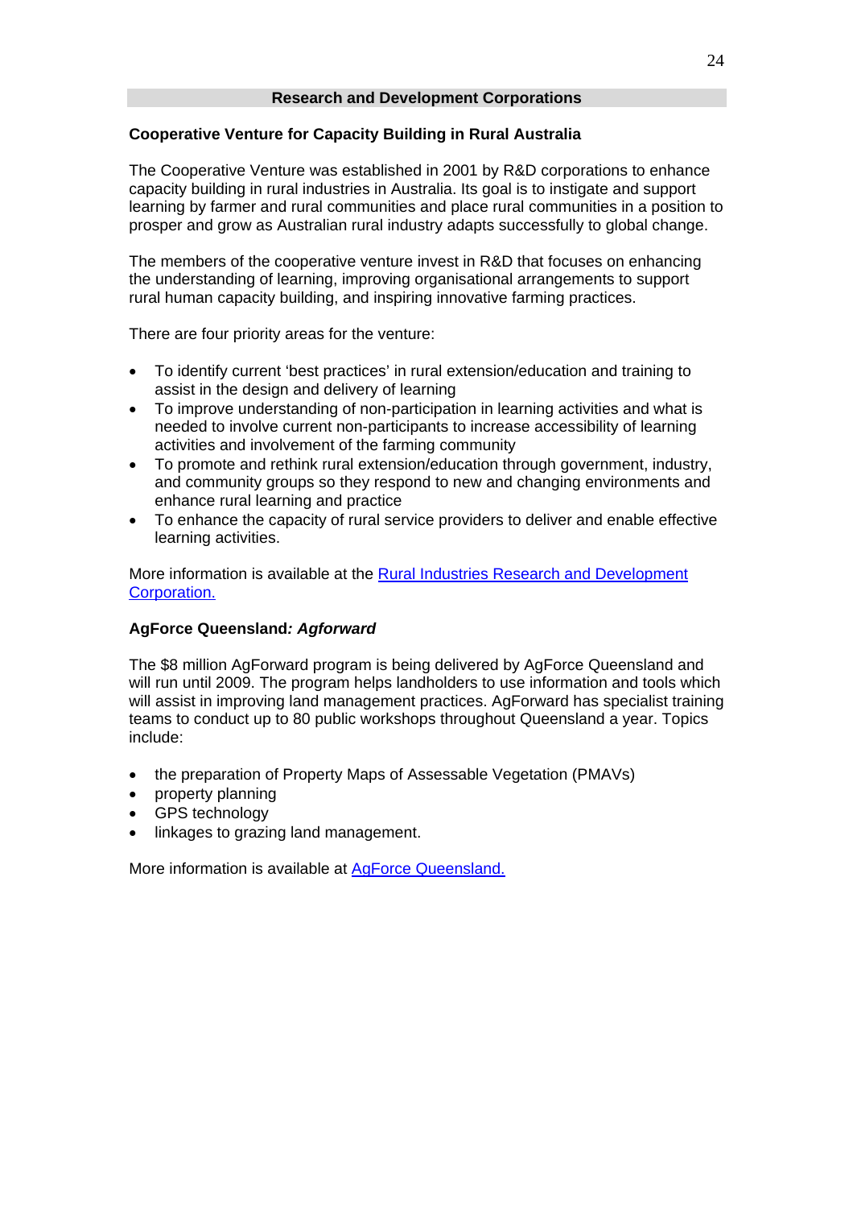## Research and Development Corporations

### Cooperative Venture for Capacity Building in Rural Australia

The Cooperative Venture was established in 2001 by R&D corporations to enhance capacity building in rural industries in Australia. Its goal is to instigate and support learning by farmer and rural communities and place rural communities in a position to prosper and grow as Australian rural industry adapts successfully to global change.

The members of the cooperative venture invest in R&D that focuses on enhancing the understanding of learning, improving organisational arrangements to support rural human capacity building, and inspiring innovative farming practices.

There are four priority areas for the venture:

- To identify current 'best practices' in rural extension/education and training to assist in the design and delivery of learning
- To improve understanding of non-participation in learning activities and what is needed to involve current non-participants to increase accessibility of learning activities and involvement of the farming community
- To promote and rethink rural extension/education through government, industry, and community groups so they respond to new and changing environments and enhance rural learning and practice
- To enhance the capacity of rural service providers to deliver and enable effective learning activities.

More information is available at the Rural Industries Research and Development Corporation.

### AgForce Queensland*: Agforward*

The $8 million AgForward program is being delivered by AgForce Queensland and will run until 2009. The program helps landholders to use information and tools which will assist in improving land management practices. AgForward has specialist training teams to conduct up to 80 public workshops throughout Queensland a year. Topics include:

- the preparation of Property Maps of Assessable Vegetation (PMAVs)
- property planning
- GPS technology
- linkages to grazing land management.

More information is available at AgForce Queensland.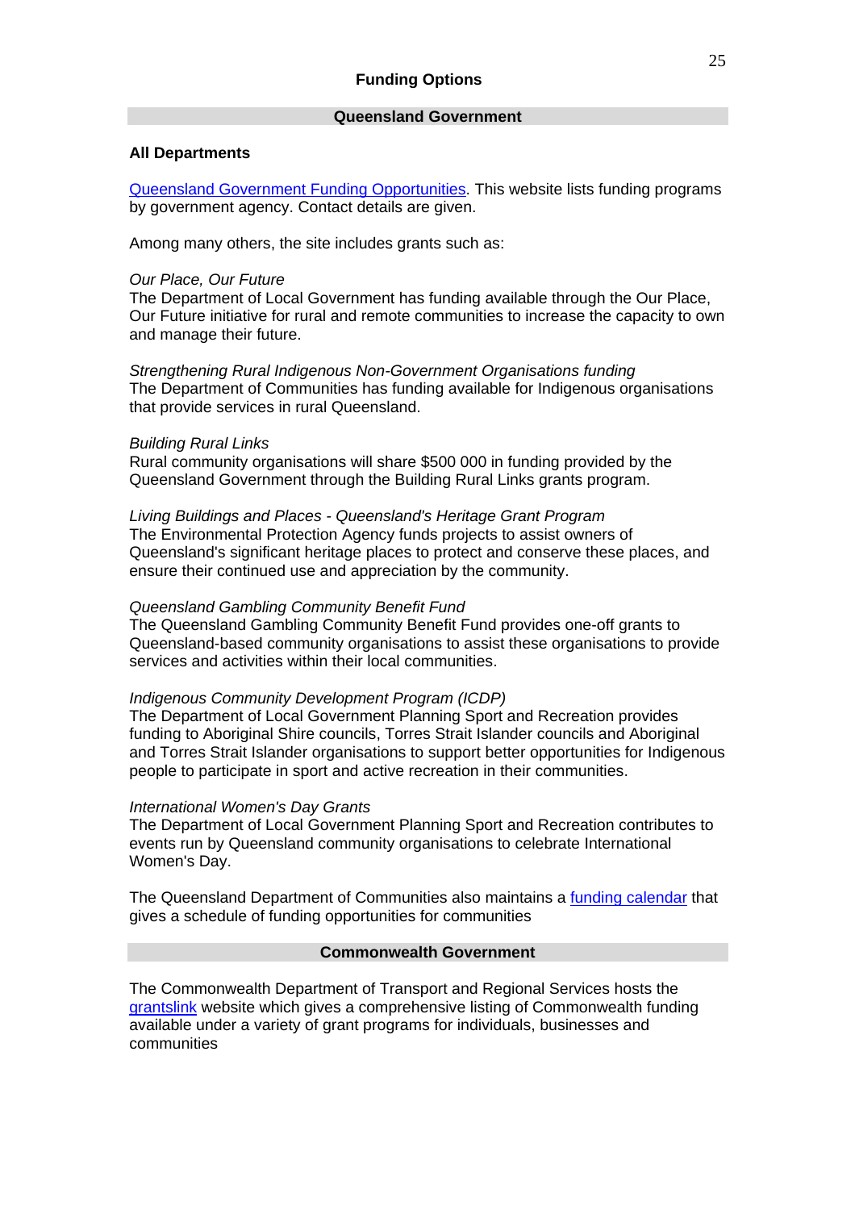## Funding Options

### Queensland Government

**All Departments**

Queensland Government Funding Opportunities. This website lists funding programs by government agency. Contact details are given.

Among many others, the site includes grants such as:

*Our Place, Our Future*
The Department of Local Government has funding available through the Our Place, Our Future initiative for rural and remote communities to increase the capacity to own and manage their future.

*Strengthening Rural Indigenous Non-Government Organisations funding*
The Department of Communities has funding available for Indigenous organisations that provide services in rural Queensland.

*Building Rural Links*
Rural community organisations will share $500 000 in funding provided by the Queensland Government through the Building Rural Links grants program.

*Living Buildings and Places - Queensland's Heritage Grant Program*
The Environmental Protection Agency funds projects to assist owners of Queensland's significant heritage places to protect and conserve these places, and ensure their continued use and appreciation by the community.

*Queensland Gambling Community Benefit Fund*
The Queensland Gambling Community Benefit Fund provides one-off grants to Queensland-based community organisations to assist these organisations to provide services and activities within their local communities.

*Indigenous Community Development Program (ICDP)*
The Department of Local Government Planning Sport and Recreation provides funding to Aboriginal Shire councils, Torres Strait Islander councils and Aboriginal and Torres Strait Islander organisations to support better opportunities for Indigenous people to participate in sport and active recreation in their communities.

*International Women's Day Grants*
The Department of Local Government Planning Sport and Recreation contributes to events run by Queensland community organisations to celebrate International Women's Day.

The Queensland Department of Communities also maintains a funding calendar that gives a schedule of funding opportunities for communities

### Commonwealth Government

The Commonwealth Department of Transport and Regional Services hosts the grantslink website which gives a comprehensive listing of Commonwealth funding available under a variety of grant programs for individuals, businesses and communities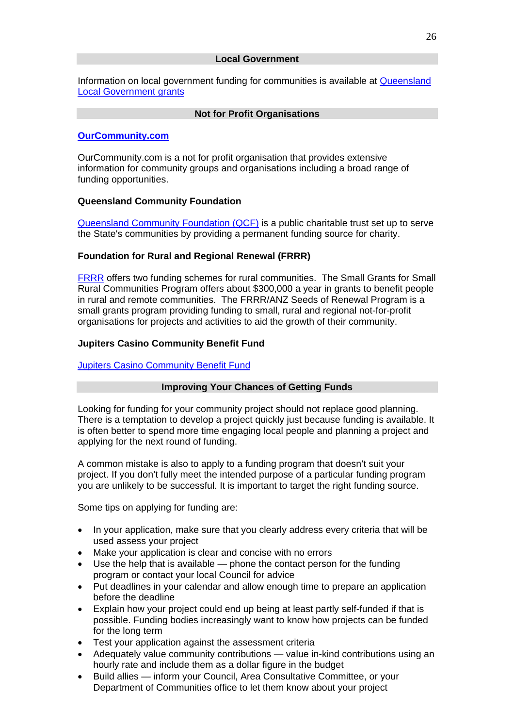## Local Government

Information on local government funding for communities is available at Queensland Local Government grants

## Not for Profit Organisations

### **OurCommunity.com**

OurCommunity.com is a not for profit organisation that provides extensive information for community groups and organisations including a broad range of funding opportunities.

### Queensland Community Foundation

Queensland Community Foundation (QCF) is a public charitable trust set up to serve the State's communities by providing a permanent funding source for charity.

### Foundation for Rural and Regional Renewal (FRRR)

FRRR offers two funding schemes for rural communities. The Small Grants for Small Rural Communities Program offers about $300,000 a year in grants to benefit people in rural and remote communities. The FRRR/ANZ Seeds of Renewal Program is a small grants program providing funding to small, rural and regional not-for-profit organisations for projects and activities to aid the growth of their community.

### Jupiters Casino Community Benefit Fund

Jupiters Casino Community Benefit Fund

## Improving Your Chances of Getting Funds

Looking for funding for your community project should not replace good planning. There is a temptation to develop a project quickly just because funding is available. It is often better to spend more time engaging local people and planning a project and applying for the next round of funding.

A common mistake is also to apply to a funding program that doesn't suit your project. If you don't fully meet the intended purpose of a particular funding program you are unlikely to be successful. It is important to target the right funding source.

Some tips on applying for funding are:

- In your application, make sure that you clearly address every criteria that will be used assess your project
- Make your application is clear and concise with no errors
- Use the help that is available — phone the contact person for the funding program or contact your local Council for advice
- Put deadlines in your calendar and allow enough time to prepare an application before the deadline
- Explain how your project could end up being at least partly self-funded if that is possible. Funding bodies increasingly want to know how projects can be funded for the long term
- Test your application against the assessment criteria
- Adequately value community contributions — value in-kind contributions using an hourly rate and include them as a dollar figure in the budget
- Build allies — inform your Council, Area Consultative Committee, or your Department of Communities office to let them know about your project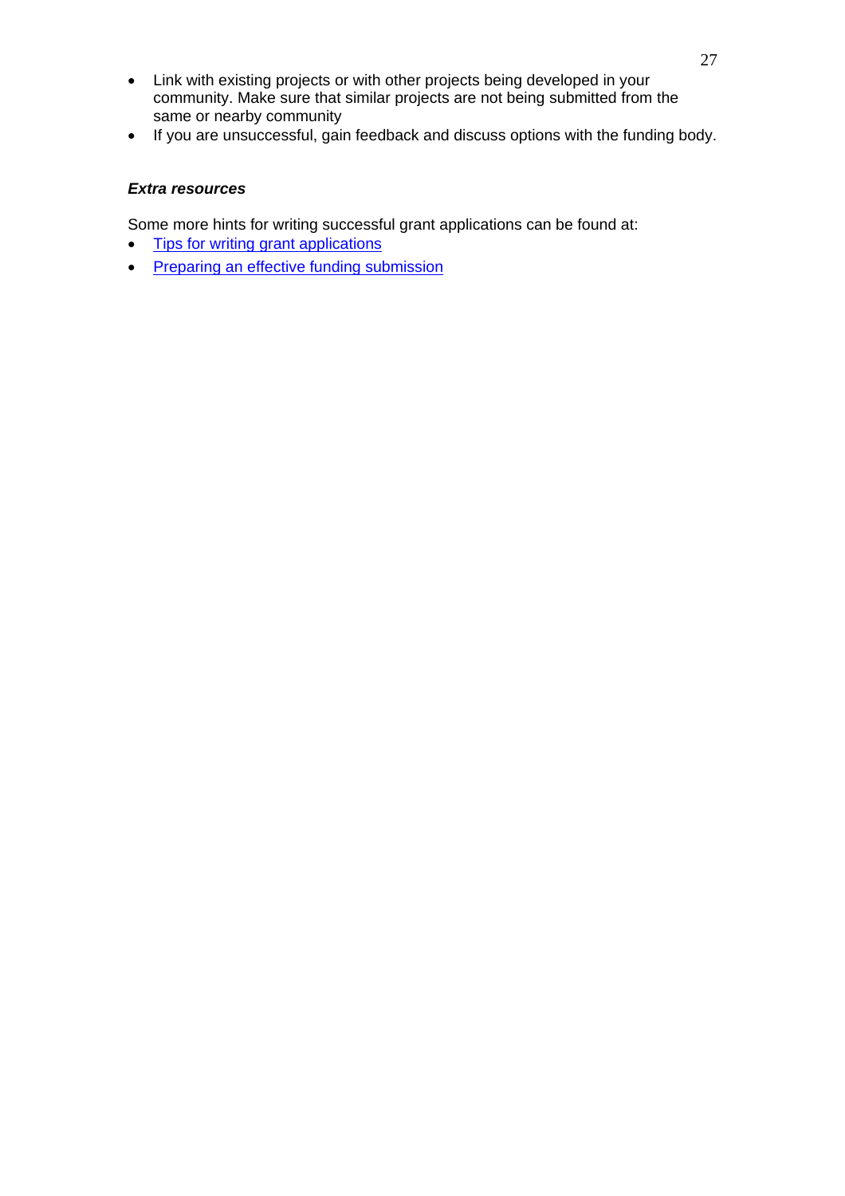- Link with existing projects or with other projects being developed in your community. Make sure that similar projects are not being submitted from the same or nearby community
- If you are unsuccessful, gain feedback and discuss options with the funding body.

***Extra resources***

Some more hints for writing successful grant applications can be found at:

- Tips for writing grant applications
- Preparing an effective funding submission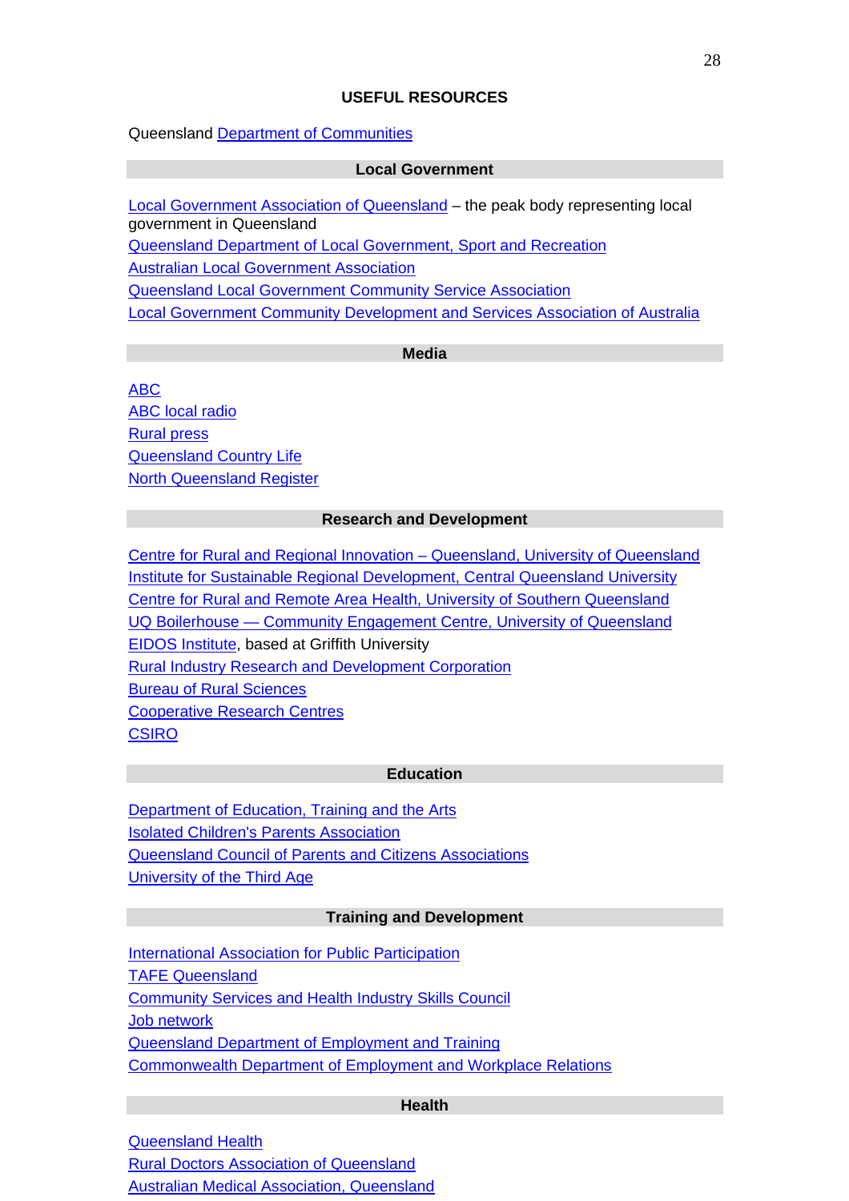## USEFUL RESOURCES

Queensland Department of Communities

### Local Government

Local Government Association of Queensland – the peak body representing local government in Queensland
Queensland Department of Local Government, Sport and Recreation
Australian Local Government Association
Queensland Local Government Community Service Association
Local Government Community Development and Services Association of Australia

### Media

ABC
ABC local radio
Rural press
Queensland Country Life
North Queensland Register

### Research and Development

Centre for Rural and Regional Innovation – Queensland, University of Queensland
Institute for Sustainable Regional Development, Central Queensland University
Centre for Rural and Remote Area Health, University of Southern Queensland
UQ Boilerhouse — Community Engagement Centre, University of Queensland
EIDOS Institute, based at Griffith University
Rural Industry Research and Development Corporation
Bureau of Rural Sciences
Cooperative Research Centres
CSIRO

### Education

Department of Education, Training and the Arts
Isolated Children's Parents Association
Queensland Council of Parents and Citizens Associations
University of the Third Age

### Training and Development

International Association for Public Participation
TAFE Queensland
Community Services and Health Industry Skills Council
Job network
Queensland Department of Employment and Training
Commonwealth Department of Employment and Workplace Relations

### Health

Queensland Health
Rural Doctors Association of Queensland
Australian Medical Association, Queensland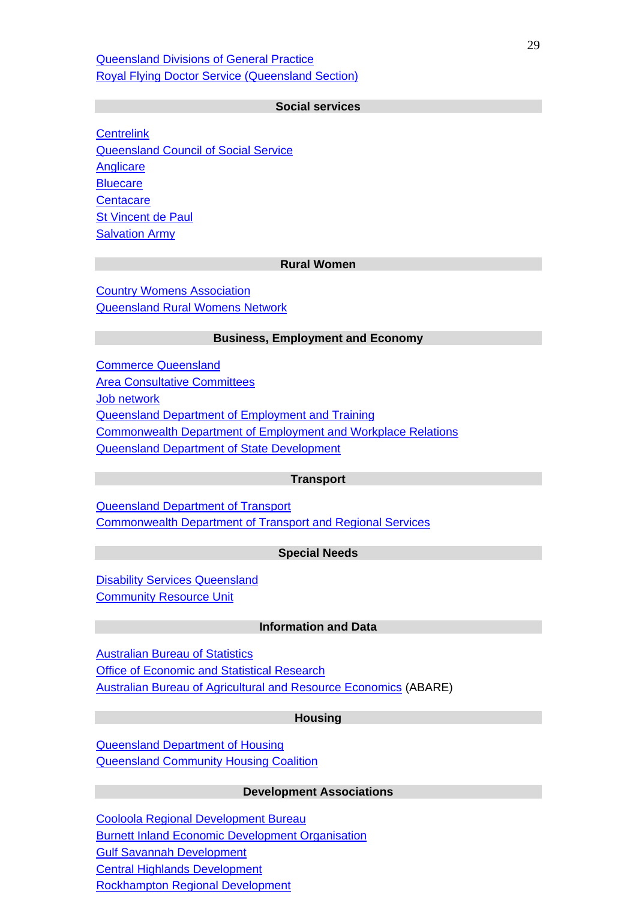Queensland Divisions of General Practice
Royal Flying Doctor Service (Queensland Section)

## Social services

Centrelink
Queensland Council of Social Service
Anglicare
Bluecare
Centacare
St Vincent de Paul
Salvation Army

## Rural Women

Country Womens Association
Queensland Rural Womens Network

## Business, Employment and Economy

Commerce Queensland
Area Consultative Committees
Job network
Queensland Department of Employment and Training
Commonwealth Department of Employment and Workplace Relations
Queensland Department of State Development

## Transport

Queensland Department of Transport
Commonwealth Department of Transport and Regional Services

## Special Needs

Disability Services Queensland
Community Resource Unit

## Information and Data

Australian Bureau of Statistics
Office of Economic and Statistical Research
Australian Bureau of Agricultural and Resource Economics (ABARE)

## Housing

Queensland Department of Housing
Queensland Community Housing Coalition

## Development Associations

Cooloola Regional Development Bureau
Burnett Inland Economic Development Organisation
Gulf Savannah Development
Central Highlands Development
Rockhampton Regional Development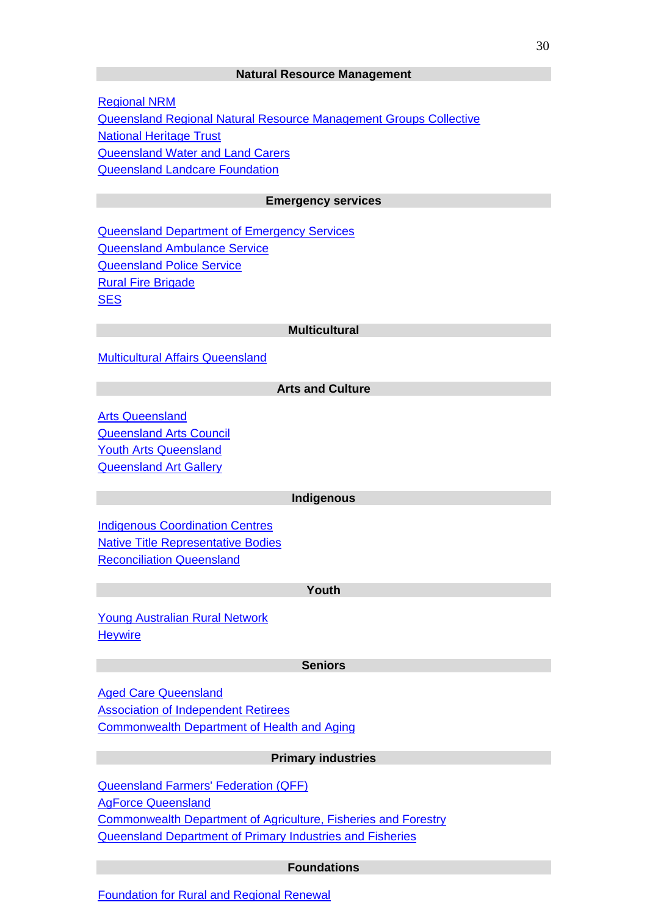## Natural Resource Management

Regional NRM
Queensland Regional Natural Resource Management Groups Collective
National Heritage Trust
Queensland Water and Land Carers
Queensland Landcare Foundation

## Emergency services

Queensland Department of Emergency Services
Queensland Ambulance Service
Queensland Police Service
Rural Fire Brigade
SES

## Multicultural

Multicultural Affairs Queensland

## Arts and Culture

Arts Queensland
Queensland Arts Council
Youth Arts Queensland
Queensland Art Gallery

## Indigenous

Indigenous Coordination Centres
Native Title Representative Bodies
Reconciliation Queensland

## Youth

Young Australian Rural Network
Heywire

## Seniors

Aged Care Queensland
Association of Independent Retirees
Commonwealth Department of Health and Aging

## Primary industries

Queensland Farmers' Federation (QFF)
AgForce Queensland
Commonwealth Department of Agriculture, Fisheries and Forestry
Queensland Department of Primary Industries and Fisheries

## Foundations

Foundation for Rural and Regional Renewal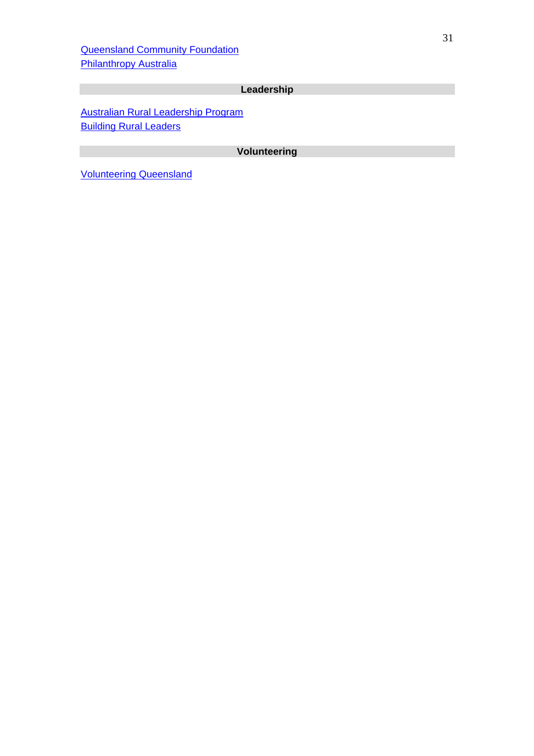Queensland Community Foundation
Philanthropy Australia

## Leadership

Australian Rural Leadership Program
Building Rural Leaders

## Volunteering

Volunteering Queensland